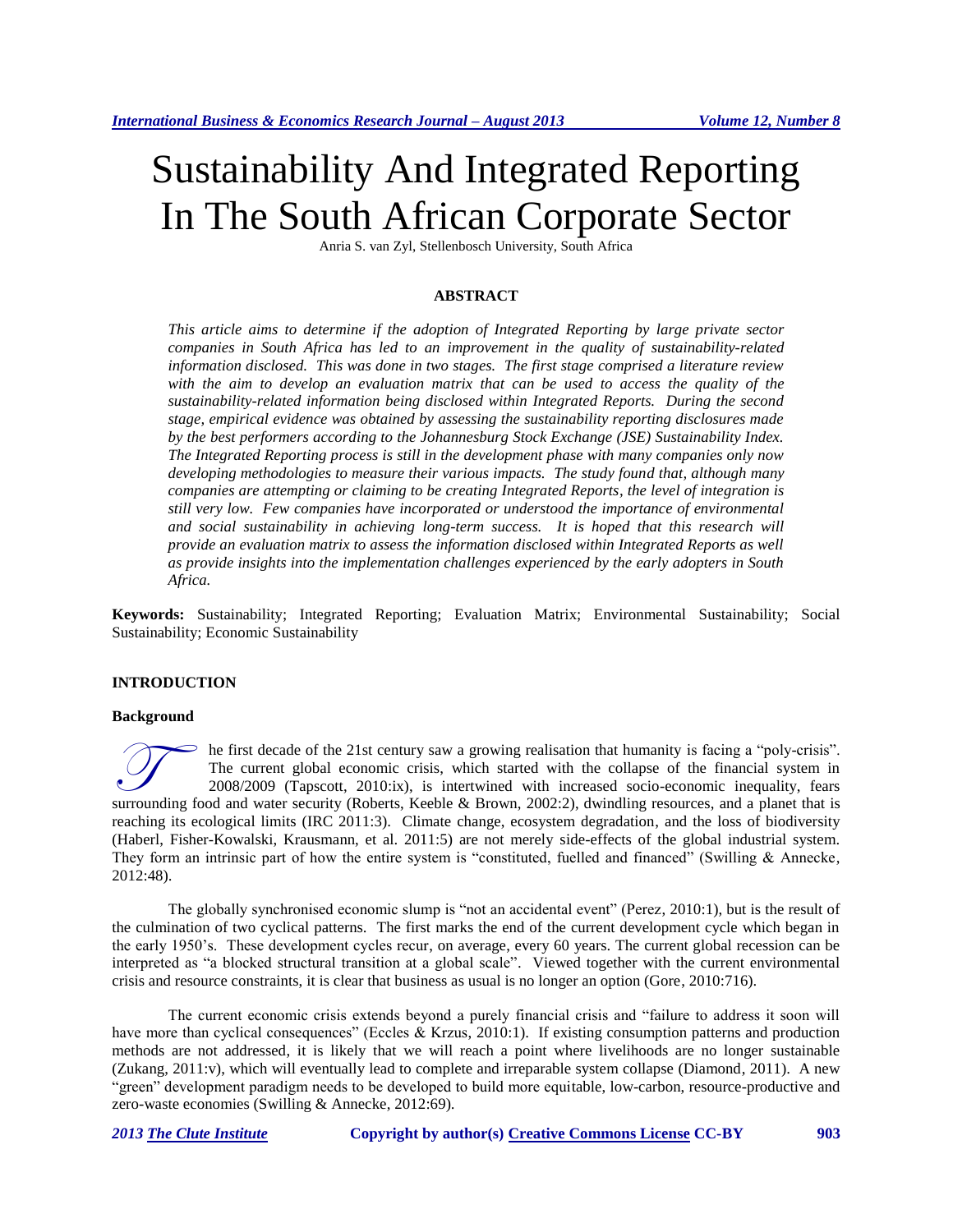# Sustainability And Integrated Reporting In The South African Corporate Sector

Anria S. van Zyl, Stellenbosch University, South Africa

## ABSTRACT

*This article aims to determine if the adoption of Integrated Reporting by large private sector companies in South Africa has led to an improvement in the quality of sustainability-related information disclosed. This was done in two stages. The first stage comprised a literature review with the aim to develop an evaluation matrix that can be used to access the quality of the sustainability-related information being disclosed within Integrated Reports. During the second stage, empirical evidence was obtained by assessing the sustainability reporting disclosures made by the best performers according to the Johannesburg Stock Exchange (JSE) Sustainability Index. The Integrated Reporting process is still in the development phase with many companies only now developing methodologies to measure their various impacts. The study found that, although many companies are attempting or claiming to be creating Integrated Reports, the level of integration is still very low. Few companies have incorporated or understood the importance of environmental and social sustainability in achieving long-term success. It is hoped that this research will provide an evaluation matrix to assess the information disclosed within Integrated Reports as well as provide insights into the implementation challenges experienced by the early adopters in South Africa.*

**Keywords:** Sustainability; Integrated Reporting; Evaluation Matrix; Environmental Sustainability; Social Sustainability; Economic Sustainability

## INTRODUCTION

### Background

The first decade of the 21st century saw a growing realisation that humanity is facing a "poly-crisis". The current global economic crisis, which started with the collapse of the financial system in 2008/2009 (Tapscott, 2010:ix), is intertwined with increased socio-economic inequality, fears surrounding food and water security (Roberts, Keeble & Brown, 2002:2), dwindling resources, and a planet that is reaching its ecological limits (IRC 2011:3). Climate change, ecosystem degradation, and the loss of biodiversity (Haberl, Fisher-Kowalski, Krausmann, et al. 2011:5) are not merely side-effects of the global industrial system. They form an intrinsic part of how the entire system is "constituted, fuelled and financed" (Swilling & Annecke, 2012:48).

The globally synchronised economic slump is "not an accidental event" (Perez, 2010:1), but is the result of the culmination of two cyclical patterns. The first marks the end of the current development cycle which began in the early 1950's. These development cycles recur, on average, every 60 years. The current global recession can be interpreted as "a blocked structural transition at a global scale". Viewed together with the current environmental crisis and resource constraints, it is clear that business as usual is no longer an option (Gore, 2010:716).

The current economic crisis extends beyond a purely financial crisis and "failure to address it soon will have more than cyclical consequences" (Eccles & Krzus, 2010:1). If existing consumption patterns and production methods are not addressed, it is likely that we will reach a point where livelihoods are no longer sustainable (Zukang, 2011:v), which will eventually lead to complete and irreparable system collapse (Diamond, 2011). A new "green" development paradigm needs to be developed to build more equitable, low-carbon, resource-productive and zero-waste economies (Swilling & Annecke, 2012:69).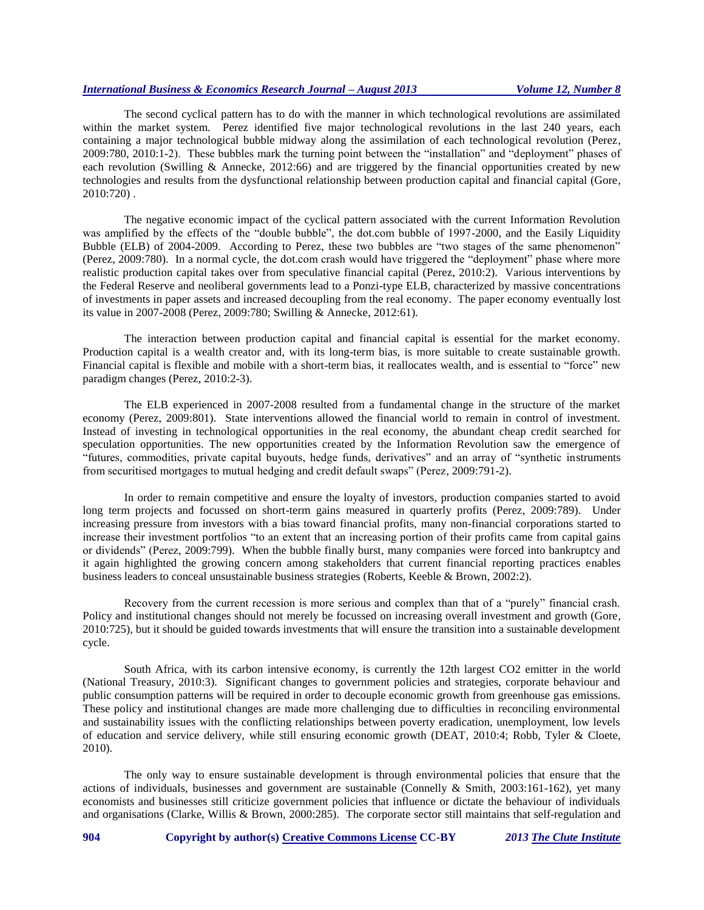The second cyclical pattern has to do with the manner in which technological revolutions are assimilated within the market system. Perez identified five major technological revolutions in the last 240 years, each containing a major technological bubble midway along the assimilation of each technological revolution (Perez, 2009:780, 2010:1-2). These bubbles mark the turning point between the "installation" and "deployment" phases of each revolution (Swilling & Annecke, 2012:66) and are triggered by the financial opportunities created by new technologies and results from the dysfunctional relationship between production capital and financial capital (Gore, 2010:720) .

The negative economic impact of the cyclical pattern associated with the current Information Revolution was amplified by the effects of the "double bubble", the dot.com bubble of 1997-2000, and the Easily Liquidity Bubble (ELB) of 2004-2009. According to Perez, these two bubbles are "two stages of the same phenomenon" (Perez, 2009:780). In a normal cycle, the dot.com crash would have triggered the "deployment" phase where more realistic production capital takes over from speculative financial capital (Perez, 2010:2). Various interventions by the Federal Reserve and neoliberal governments lead to a Ponzi-type ELB, characterized by massive concentrations of investments in paper assets and increased decoupling from the real economy. The paper economy eventually lost its value in 2007-2008 (Perez, 2009:780; Swilling & Annecke, 2012:61).

The interaction between production capital and financial capital is essential for the market economy. Production capital is a wealth creator and, with its long-term bias, is more suitable to create sustainable growth. Financial capital is flexible and mobile with a short-term bias, it reallocates wealth, and is essential to "force" new paradigm changes (Perez, 2010:2-3).

The ELB experienced in 2007-2008 resulted from a fundamental change in the structure of the market economy (Perez, 2009:801). State interventions allowed the financial world to remain in control of investment. Instead of investing in technological opportunities in the real economy, the abundant cheap credit searched for speculation opportunities. The new opportunities created by the Information Revolution saw the emergence of "futures, commodities, private capital buyouts, hedge funds, derivatives" and an array of "synthetic instruments from securitised mortgages to mutual hedging and credit default swaps" (Perez, 2009:791-2).

In order to remain competitive and ensure the loyalty of investors, production companies started to avoid long term projects and focussed on short-term gains measured in quarterly profits (Perez, 2009:789). Under increasing pressure from investors with a bias toward financial profits, many non-financial corporations started to increase their investment portfolios "to an extent that an increasing portion of their profits came from capital gains or dividends" (Perez, 2009:799). When the bubble finally burst, many companies were forced into bankruptcy and it again highlighted the growing concern among stakeholders that current financial reporting practices enables business leaders to conceal unsustainable business strategies (Roberts, Keeble & Brown, 2002:2).

Recovery from the current recession is more serious and complex than that of a "purely" financial crash. Policy and institutional changes should not merely be focussed on increasing overall investment and growth (Gore, 2010:725), but it should be guided towards investments that will ensure the transition into a sustainable development cycle.

South Africa, with its carbon intensive economy, is currently the 12th largest $CO_2$ emitter in the world (National Treasury, 2010:3). Significant changes to government policies and strategies, corporate behaviour and public consumption patterns will be required in order to decouple economic growth from greenhouse gas emissions. These policy and institutional changes are made more challenging due to difficulties in reconciling environmental and sustainability issues with the conflicting relationships between poverty eradication, unemployment, low levels of education and service delivery, while still ensuring economic growth (DEAT, 2010:4; Robb, Tyler & Cloete, 2010).

The only way to ensure sustainable development is through environmental policies that ensure that the actions of individuals, businesses and government are sustainable (Connelly & Smith, 2003:161-162), yet many economists and businesses still criticize government policies that influence or dictate the behaviour of individuals and organisations (Clarke, Willis & Brown, 2000:285). The corporate sector still maintains that self-regulation and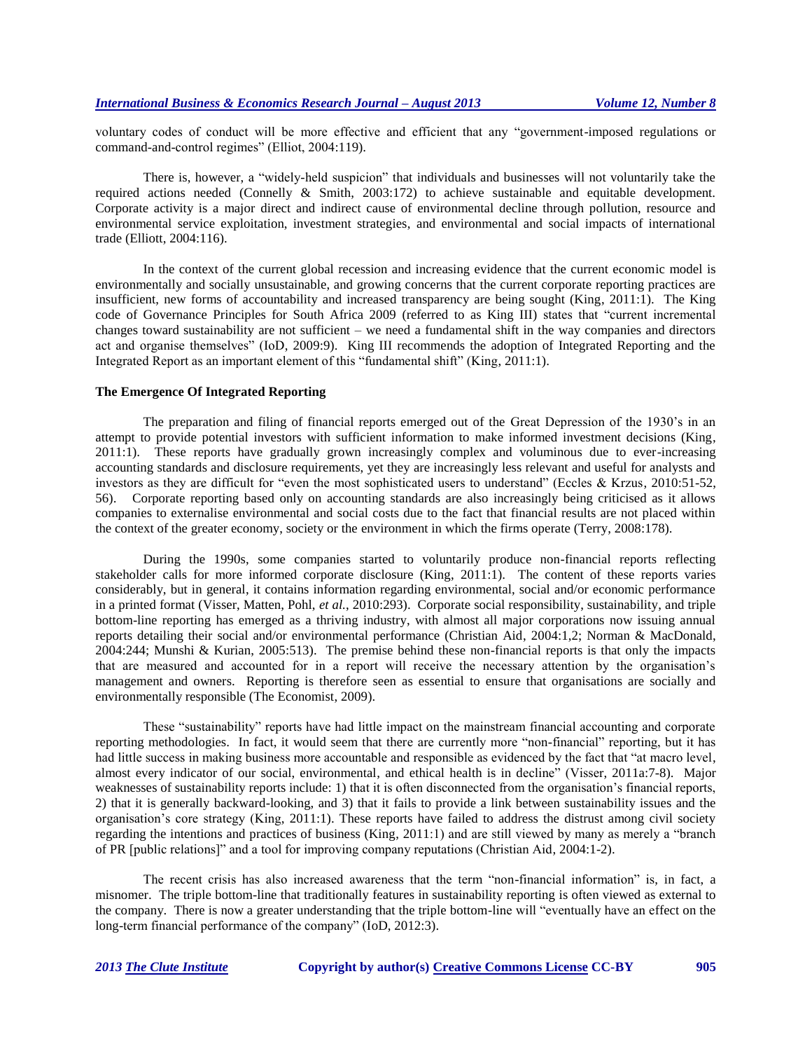voluntary codes of conduct will be more effective and efficient that any "government-imposed regulations or command-and-control regimes" (Elliot, 2004:119).

There is, however, a "widely-held suspicion" that individuals and businesses will not voluntarily take the required actions needed (Connelly & Smith, 2003:172) to achieve sustainable and equitable development. Corporate activity is a major direct and indirect cause of environmental decline through pollution, resource and environmental service exploitation, investment strategies, and environmental and social impacts of international trade (Elliott, 2004:116).

In the context of the current global recession and increasing evidence that the current economic model is environmentally and socially unsustainable, and growing concerns that the current corporate reporting practices are insufficient, new forms of accountability and increased transparency are being sought (King, 2011:1). The King code of Governance Principles for South Africa 2009 (referred to as King III) states that "current incremental changes toward sustainability are not sufficient – we need a fundamental shift in the way companies and directors act and organise themselves" (IoD, 2009:9). King III recommends the adoption of Integrated Reporting and the Integrated Report as an important element of this "fundamental shift" (King, 2011:1).

## The Emergence Of Integrated Reporting

The preparation and filing of financial reports emerged out of the Great Depression of the 1930's in an attempt to provide potential investors with sufficient information to make informed investment decisions (King, 2011:1). These reports have gradually grown increasingly complex and voluminous due to ever-increasing accounting standards and disclosure requirements, yet they are increasingly less relevant and useful for analysts and investors as they are difficult for "even the most sophisticated users to understand" (Eccles & Krzus, 2010:51-52, 56). Corporate reporting based only on accounting standards are also increasingly being criticised as it allows companies to externalise environmental and social costs due to the fact that financial results are not placed within the context of the greater economy, society or the environment in which the firms operate (Terry, 2008:178).

During the 1990s, some companies started to voluntarily produce non-financial reports reflecting stakeholder calls for more informed corporate disclosure (King, 2011:1). The content of these reports varies considerably, but in general, it contains information regarding environmental, social and/or economic performance in a printed format (Visser, Matten, Pohl, *et al.*, 2010:293). Corporate social responsibility, sustainability, and triple bottom-line reporting has emerged as a thriving industry, with almost all major corporations now issuing annual reports detailing their social and/or environmental performance (Christian Aid, 2004:1,2; Norman & MacDonald, 2004:244; Munshi & Kurian, 2005:513). The premise behind these non-financial reports is that only the impacts that are measured and accounted for in a report will receive the necessary attention by the organisation's management and owners. Reporting is therefore seen as essential to ensure that organisations are socially and environmentally responsible (The Economist, 2009).

These "sustainability" reports have had little impact on the mainstream financial accounting and corporate reporting methodologies. In fact, it would seem that there are currently more "non-financial" reporting, but it has had little success in making business more accountable and responsible as evidenced by the fact that "at macro level, almost every indicator of our social, environmental, and ethical health is in decline" (Visser, 2011a:7-8). Major weaknesses of sustainability reports include: 1) that it is often disconnected from the organisation's financial reports, 2) that it is generally backward-looking, and 3) that it fails to provide a link between sustainability issues and the organisation's core strategy (King, 2011:1). These reports have failed to address the distrust among civil society regarding the intentions and practices of business (King, 2011:1) and are still viewed by many as merely a "branch of PR [public relations]" and a tool for improving company reputations (Christian Aid, 2004:1-2).

The recent crisis has also increased awareness that the term "non-financial information" is, in fact, a misnomer. The triple bottom-line that traditionally features in sustainability reporting is often viewed as external to the company. There is now a greater understanding that the triple bottom-line will "eventually have an effect on the long-term financial performance of the company" (IoD, 2012:3).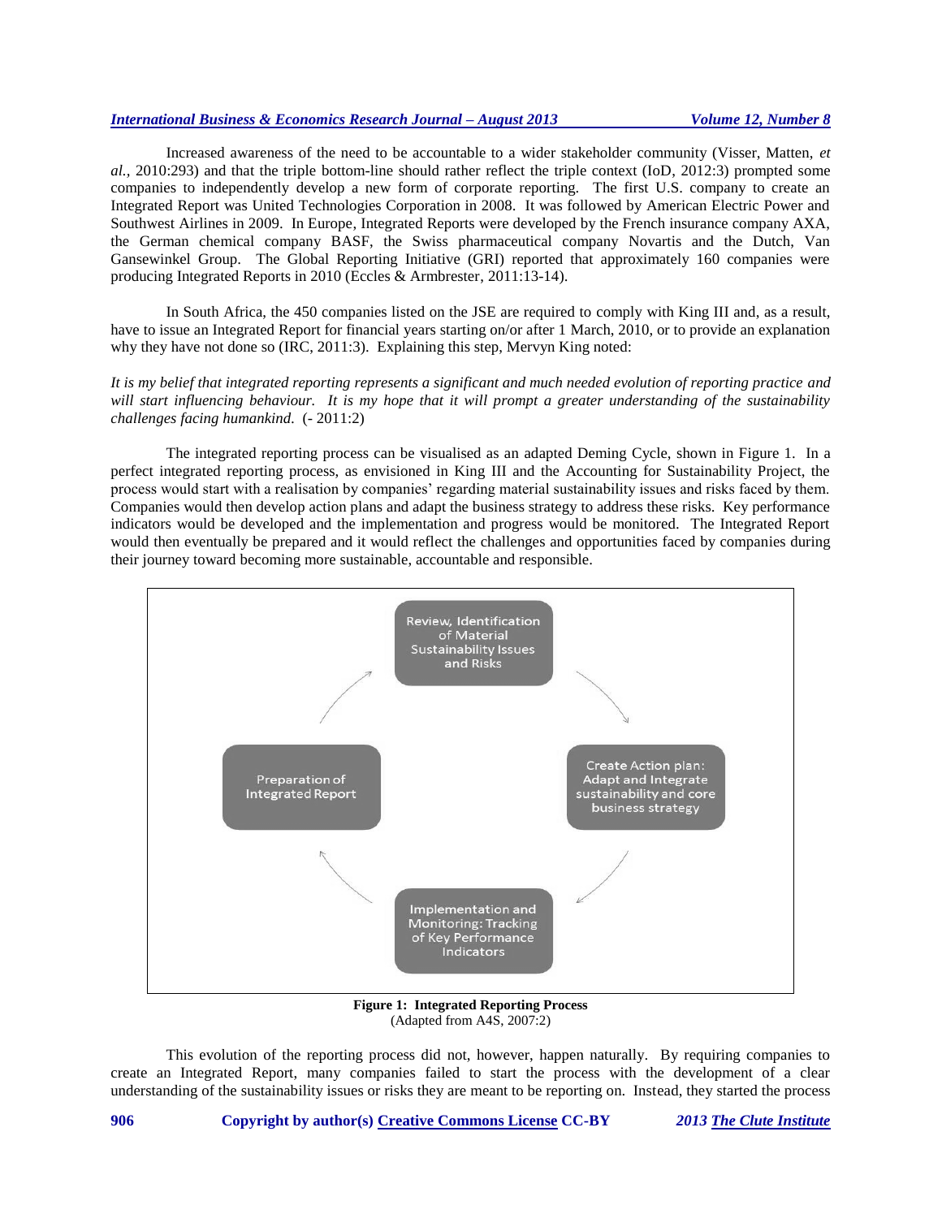Increased awareness of the need to be accountable to a wider stakeholder community (Visser, Matten, *et al.*, 2010:293) and that the triple bottom-line should rather reflect the triple context (IoD, 2012:3) prompted some companies to independently develop a new form of corporate reporting. The first U.S. company to create an Integrated Report was United Technologies Corporation in 2008. It was followed by American Electric Power and Southwest Airlines in 2009. In Europe, Integrated Reports were developed by the French insurance company AXA, the German chemical company BASF, the Swiss pharmaceutical company Novartis and the Dutch, Van Gansewinkel Group. The Global Reporting Initiative (GRI) reported that approximately 160 companies were producing Integrated Reports in 2010 (Eccles & Armbrester, 2011:13-14).

In South Africa, the 450 companies listed on the JSE are required to comply with King III and, as a result, have to issue an Integrated Report for financial years starting on/or after 1 March, 2010, or to provide an explanation why they have not done so (IRC, 2011:3). Explaining this step, Mervyn King noted:

*It is my belief that integrated reporting represents a significant and much needed evolution of reporting practice and will start influencing behaviour. It is my hope that it will prompt a greater understanding of the sustainability challenges facing humankind.* (- 2011:2)

The integrated reporting process can be visualised as an adapted Deming Cycle, shown in Figure 1. In a perfect integrated reporting process, as envisioned in King III and the Accounting for Sustainability Project, the process would start with a realisation by companies' regarding material sustainability issues and risks faced by them. Companies would then develop action plans and adapt the business strategy to address these risks. Key performance indicators would be developed and the implementation and progress would be monitored. The Integrated Report would then eventually be prepared and it would reflect the challenges and opportunities faced by companies during their journey toward becoming more sustainable, accountable and responsible.

Review, Identification of Material Sustainability Issues and Risks → Create Action plan: Adapt and Integrate sustainability and core business strategy → Implementation and Monitoring: Tracking of Key Performance Indicators → Preparation of Integrated Report → (back to start)

**Figure 1: Integrated Reporting Process**
(Adapted from A4S, 2007:2)

This evolution of the reporting process did not, however, happen naturally. By requiring companies to create an Integrated Report, many companies failed to start the process with the development of a clear understanding of the sustainability issues or risks they are meant to be reporting on. Instead, they started the process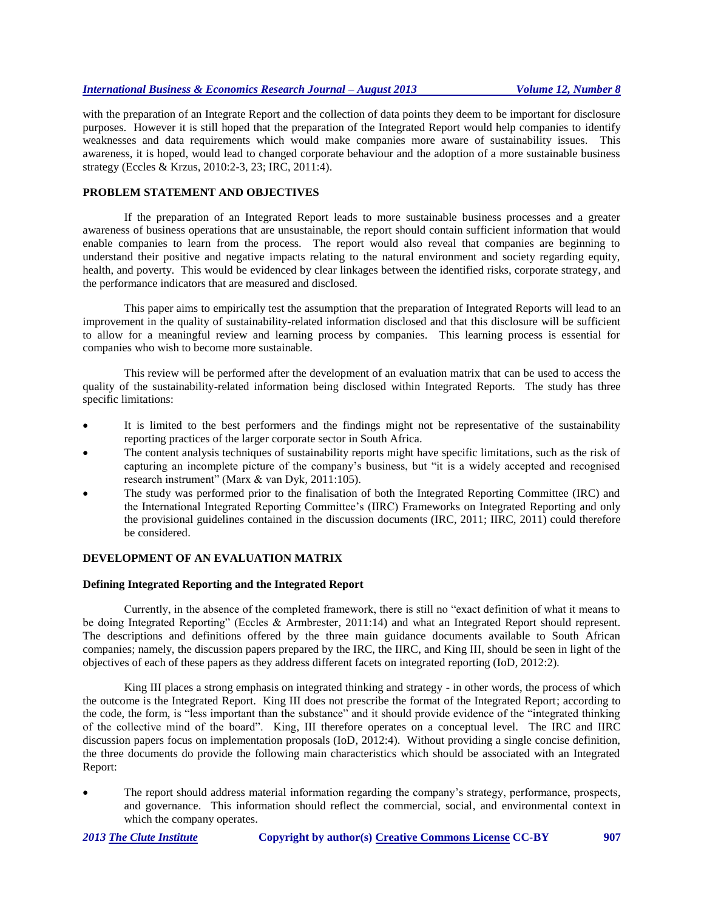with the preparation of an Integrate Report and the collection of data points they deem to be important for disclosure purposes. However it is still hoped that the preparation of the Integrated Report would help companies to identify weaknesses and data requirements which would make companies more aware of sustainability issues. This awareness, it is hoped, would lead to changed corporate behaviour and the adoption of a more sustainable business strategy (Eccles & Krzus, 2010:2-3, 23; IRC, 2011:4).

## PROBLEM STATEMENT AND OBJECTIVES

If the preparation of an Integrated Report leads to more sustainable business processes and a greater awareness of business operations that are unsustainable, the report should contain sufficient information that would enable companies to learn from the process. The report would also reveal that companies are beginning to understand their positive and negative impacts relating to the natural environment and society regarding equity, health, and poverty. This would be evidenced by clear linkages between the identified risks, corporate strategy, and the performance indicators that are measured and disclosed.

This paper aims to empirically test the assumption that the preparation of Integrated Reports will lead to an improvement in the quality of sustainability-related information disclosed and that this disclosure will be sufficient to allow for a meaningful review and learning process by companies. This learning process is essential for companies who wish to become more sustainable.

This review will be performed after the development of an evaluation matrix that can be used to access the quality of the sustainability-related information being disclosed within Integrated Reports. The study has three specific limitations:

- It is limited to the best performers and the findings might not be representative of the sustainability reporting practices of the larger corporate sector in South Africa.
- The content analysis techniques of sustainability reports might have specific limitations, such as the risk of capturing an incomplete picture of the company's business, but "it is a widely accepted and recognised research instrument" (Marx & van Dyk, 2011:105).
- The study was performed prior to the finalisation of both the Integrated Reporting Committee (IRC) and the International Integrated Reporting Committee's (IIRC) Frameworks on Integrated Reporting and only the provisional guidelines contained in the discussion documents (IRC, 2011; IIRC, 2011) could therefore be considered.

## DEVELOPMENT OF AN EVALUATION MATRIX

### Defining Integrated Reporting and the Integrated Report

Currently, in the absence of the completed framework, there is still no "exact definition of what it means to be doing Integrated Reporting" (Eccles & Armbrester, 2011:14) and what an Integrated Report should represent. The descriptions and definitions offered by the three main guidance documents available to South African companies; namely, the discussion papers prepared by the IRC, the IIRC, and King III, should be seen in light of the objectives of each of these papers as they address different facets on integrated reporting (IoD, 2012:2).

King III places a strong emphasis on integrated thinking and strategy - in other words, the process of which the outcome is the Integrated Report. King III does not prescribe the format of the Integrated Report; according to the code, the form, is "less important than the substance" and it should provide evidence of the "integrated thinking of the collective mind of the board". King, III therefore operates on a conceptual level. The IRC and IIRC discussion papers focus on implementation proposals (IoD, 2012:4). Without providing a single concise definition, the three documents do provide the following main characteristics which should be associated with an Integrated Report:

- The report should address material information regarding the company's strategy, performance, prospects, and governance. This information should reflect the commercial, social, and environmental context in which the company operates.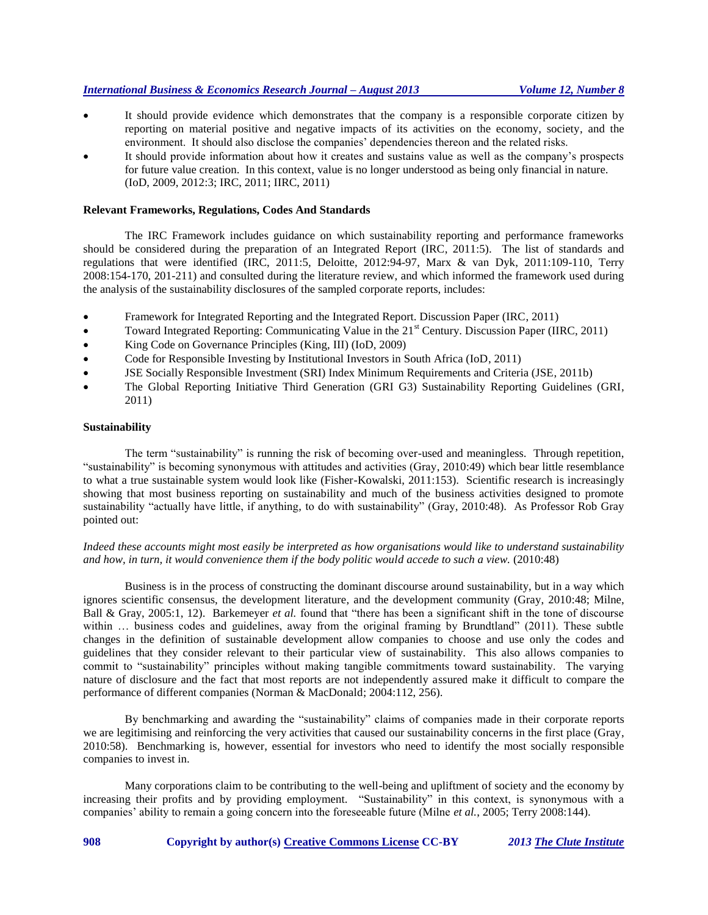- It should provide evidence which demonstrates that the company is a responsible corporate citizen by reporting on material positive and negative impacts of its activities on the economy, society, and the environment. It should also disclose the companies' dependencies thereon and the related risks.
- It should provide information about how it creates and sustains value as well as the company's prospects for future value creation. In this context, value is no longer understood as being only financial in nature. (IoD, 2009, 2012:3; IRC, 2011; IIRC, 2011)

### Relevant Frameworks, Regulations, Codes And Standards

The IRC Framework includes guidance on which sustainability reporting and performance frameworks should be considered during the preparation of an Integrated Report (IRC, 2011:5). The list of standards and regulations that were identified (IRC, 2011:5, Deloitte, 2012:94-97, Marx & van Dyk, 2011:109-110, Terry 2008:154-170, 201-211) and consulted during the literature review, and which informed the framework used during the analysis of the sustainability disclosures of the sampled corporate reports, includes:

- Framework for Integrated Reporting and the Integrated Report. Discussion Paper (IRC, 2011)
- Toward Integrated Reporting: Communicating Value in the 21st Century. Discussion Paper (IIRC, 2011)
- King Code on Governance Principles (King, III) (IoD, 2009)
- Code for Responsible Investing by Institutional Investors in South Africa (IoD, 2011)
- JSE Socially Responsible Investment (SRI) Index Minimum Requirements and Criteria (JSE, 2011b)
- The Global Reporting Initiative Third Generation (GRI G3) Sustainability Reporting Guidelines (GRI, 2011)

### Sustainability

The term "sustainability" is running the risk of becoming over-used and meaningless. Through repetition, "sustainability" is becoming synonymous with attitudes and activities (Gray, 2010:49) which bear little resemblance to what a true sustainable system would look like (Fisher-Kowalski, 2011:153). Scientific research is increasingly showing that most business reporting on sustainability and much of the business activities designed to promote sustainability "actually have little, if anything, to do with sustainability" (Gray, 2010:48). As Professor Rob Gray pointed out:

*Indeed these accounts might most easily be interpreted as how organisations would like to understand sustainability and how, in turn, it would convenience them if the body politic would accede to such a view.* (2010:48)

Business is in the process of constructing the dominant discourse around sustainability, but in a way which ignores scientific consensus, the development literature, and the development community (Gray, 2010:48; Milne, Ball & Gray, 2005:1, 12). Barkemeyer *et al.* found that "there has been a significant shift in the tone of discourse within … business codes and guidelines, away from the original framing by Brundtland" (2011). These subtle changes in the definition of sustainable development allow companies to choose and use only the codes and guidelines that they consider relevant to their particular view of sustainability. This also allows companies to commit to "sustainability" principles without making tangible commitments toward sustainability. The varying nature of disclosure and the fact that most reports are not independently assured make it difficult to compare the performance of different companies (Norman & MacDonald; 2004:112, 256).

By benchmarking and awarding the "sustainability" claims of companies made in their corporate reports we are legitimising and reinforcing the very activities that caused our sustainability concerns in the first place (Gray, 2010:58). Benchmarking is, however, essential for investors who need to identify the most socially responsible companies to invest in.

Many corporations claim to be contributing to the well-being and upliftment of society and the economy by increasing their profits and by providing employment. "Sustainability" in this context, is synonymous with a companies' ability to remain a going concern into the foreseeable future (Milne *et al.*, 2005; Terry 2008:144).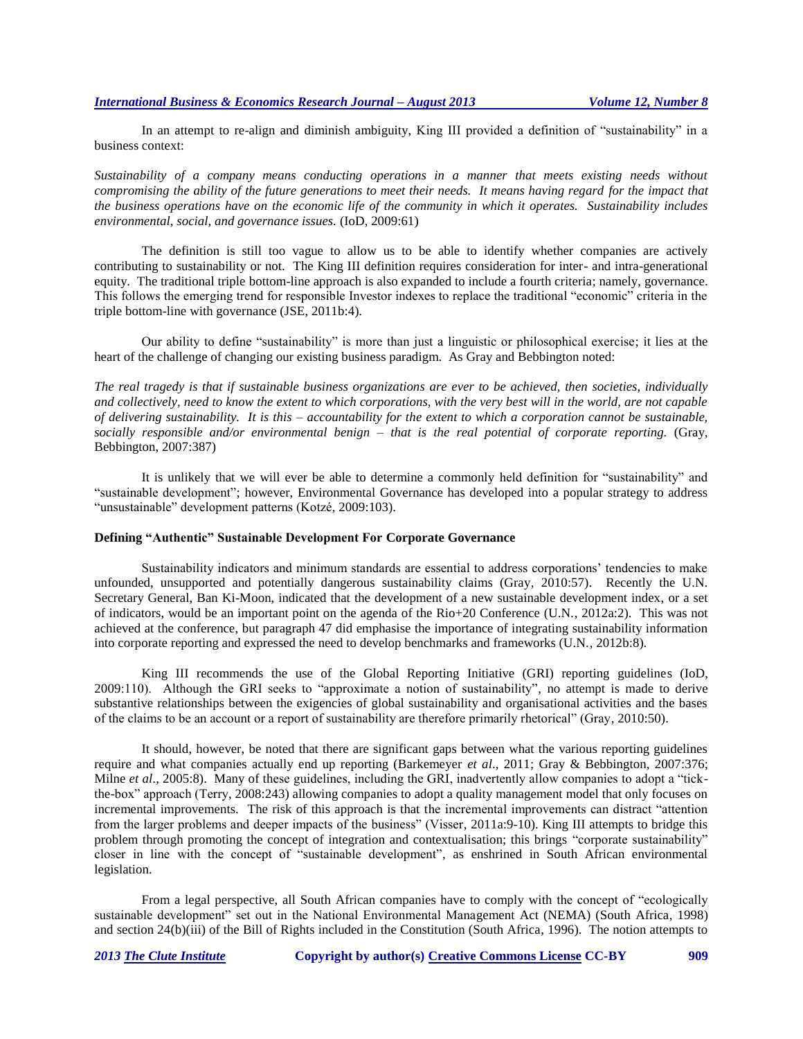In an attempt to re-align and diminish ambiguity, King III provided a definition of "sustainability" in a business context:

*Sustainability of a company means conducting operations in a manner that meets existing needs without compromising the ability of the future generations to meet their needs. It means having regard for the impact that the business operations have on the economic life of the community in which it operates. Sustainability includes environmental, social, and governance issues.* (IoD, 2009:61)

The definition is still too vague to allow us to be able to identify whether companies are actively contributing to sustainability or not. The King III definition requires consideration for inter- and intra-generational equity. The traditional triple bottom-line approach is also expanded to include a fourth criteria; namely, governance. This follows the emerging trend for responsible Investor indexes to replace the traditional "economic" criteria in the triple bottom-line with governance (JSE, 2011b:4).

Our ability to define "sustainability" is more than just a linguistic or philosophical exercise; it lies at the heart of the challenge of changing our existing business paradigm. As Gray and Bebbington noted:

*The real tragedy is that if sustainable business organizations are ever to be achieved, then societies, individually and collectively, need to know the extent to which corporations, with the very best will in the world, are not capable of delivering sustainability. It is this – accountability for the extent to which a corporation cannot be sustainable, socially responsible and/or environmental benign – that is the real potential of corporate reporting.* (Gray, Bebbington, 2007:387)

It is unlikely that we will ever be able to determine a commonly held definition for "sustainability" and "sustainable development"; however, Environmental Governance has developed into a popular strategy to address "unsustainable" development patterns (Kotzé, 2009:103).

## Defining "Authentic" Sustainable Development For Corporate Governance

Sustainability indicators and minimum standards are essential to address corporations' tendencies to make unfounded, unsupported and potentially dangerous sustainability claims (Gray, 2010:57). Recently the U.N. Secretary General, Ban Ki-Moon, indicated that the development of a new sustainable development index, or a set of indicators, would be an important point on the agenda of the Rio+20 Conference (U.N., 2012a:2). This was not achieved at the conference, but paragraph 47 did emphasise the importance of integrating sustainability information into corporate reporting and expressed the need to develop benchmarks and frameworks (U.N., 2012b:8).

King III recommends the use of the Global Reporting Initiative (GRI) reporting guidelines (IoD, 2009:110). Although the GRI seeks to "approximate a notion of sustainability", no attempt is made to derive substantive relationships between the exigencies of global sustainability and organisational activities and the bases of the claims to be an account or a report of sustainability are therefore primarily rhetorical" (Gray, 2010:50).

It should, however, be noted that there are significant gaps between what the various reporting guidelines require and what companies actually end up reporting (Barkemeyer *et al*., 2011; Gray & Bebbington, 2007:376; Milne *et al*., 2005:8). Many of these guidelines, including the GRI, inadvertently allow companies to adopt a "tick-the-box" approach (Terry, 2008:243) allowing companies to adopt a quality management model that only focuses on incremental improvements. The risk of this approach is that the incremental improvements can distract "attention from the larger problems and deeper impacts of the business" (Visser, 2011a:9-10). King III attempts to bridge this problem through promoting the concept of integration and contextualisation; this brings "corporate sustainability" closer in line with the concept of "sustainable development", as enshrined in South African environmental legislation.

From a legal perspective, all South African companies have to comply with the concept of "ecologically sustainable development" set out in the National Environmental Management Act (NEMA) (South Africa, 1998) and section 24(b)(iii) of the Bill of Rights included in the Constitution (South Africa, 1996). The notion attempts to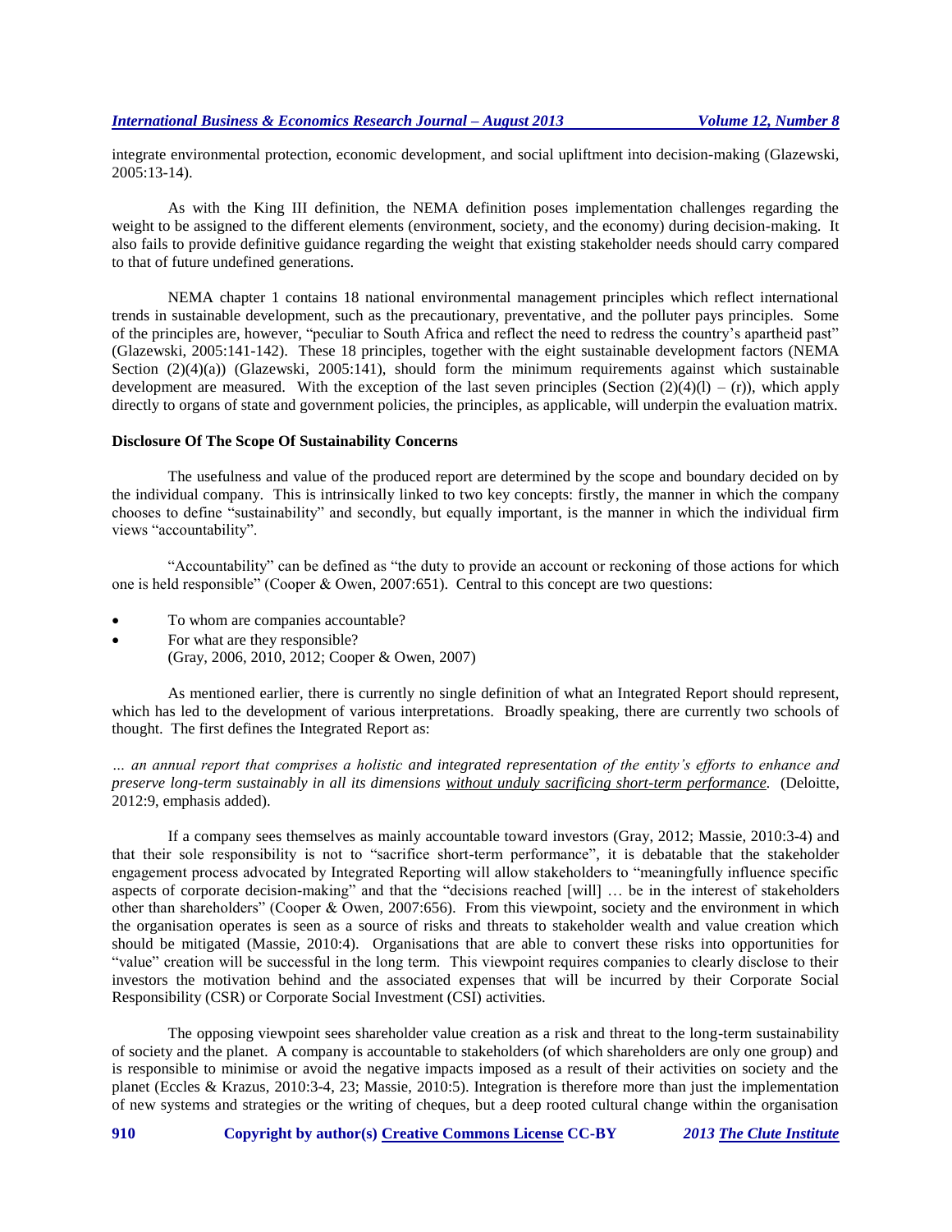integrate environmental protection, economic development, and social upliftment into decision-making (Glazewski, 2005:13-14).

As with the King III definition, the NEMA definition poses implementation challenges regarding the weight to be assigned to the different elements (environment, society, and the economy) during decision-making. It also fails to provide definitive guidance regarding the weight that existing stakeholder needs should carry compared to that of future undefined generations.

NEMA chapter 1 contains 18 national environmental management principles which reflect international trends in sustainable development, such as the precautionary, preventative, and the polluter pays principles. Some of the principles are, however, "peculiar to South Africa and reflect the need to redress the country's apartheid past" (Glazewski, 2005:141-142). These 18 principles, together with the eight sustainable development factors (NEMA Section (2)(4)(a)) (Glazewski, 2005:141), should form the minimum requirements against which sustainable development are measured. With the exception of the last seven principles (Section (2)(4)(l) – (r)), which apply directly to organs of state and government policies, the principles, as applicable, will underpin the evaluation matrix.

**Disclosure Of The Scope Of Sustainability Concerns**

The usefulness and value of the produced report are determined by the scope and boundary decided on by the individual company. This is intrinsically linked to two key concepts: firstly, the manner in which the company chooses to define "sustainability" and secondly, but equally important, is the manner in which the individual firm views "accountability".

"Accountability" can be defined as "the duty to provide an account or reckoning of those actions for which one is held responsible" (Cooper & Owen, 2007:651). Central to this concept are two questions:

- To whom are companies accountable?
- For what are they responsible?
  (Gray, 2006, 2010, 2012; Cooper & Owen, 2007)

As mentioned earlier, there is currently no single definition of what an Integrated Report should represent, which has led to the development of various interpretations. Broadly speaking, there are currently two schools of thought. The first defines the Integrated Report as:

*… an annual report that comprises a holistic* and integrated representation *of the entity's efforts to enhance and preserve long-term sustainably in all its dimensions* <u>without unduly sacrificing short-term performance</u>. (Deloitte, 2012:9, emphasis added).

If a company sees themselves as mainly accountable toward investors (Gray, 2012; Massie, 2010:3-4) and that their sole responsibility is not to "sacrifice short-term performance", it is debatable that the stakeholder engagement process advocated by Integrated Reporting will allow stakeholders to "meaningfully influence specific aspects of corporate decision-making" and that the "decisions reached [will] … be in the interest of stakeholders other than shareholders" (Cooper & Owen, 2007:656). From this viewpoint, society and the environment in which the organisation operates is seen as a source of risks and threats to stakeholder wealth and value creation which should be mitigated (Massie, 2010:4). Organisations that are able to convert these risks into opportunities for "value" creation will be successful in the long term. This viewpoint requires companies to clearly disclose to their investors the motivation behind and the associated expenses that will be incurred by their Corporate Social Responsibility (CSR) or Corporate Social Investment (CSI) activities.

The opposing viewpoint sees shareholder value creation as a risk and threat to the long-term sustainability of society and the planet. A company is accountable to stakeholders (of which shareholders are only one group) and is responsible to minimise or avoid the negative impacts imposed as a result of their activities on society and the planet (Eccles & Krazus, 2010:3-4, 23; Massie, 2010:5). Integration is therefore more than just the implementation of new systems and strategies or the writing of cheques, but a deep rooted cultural change within the organisation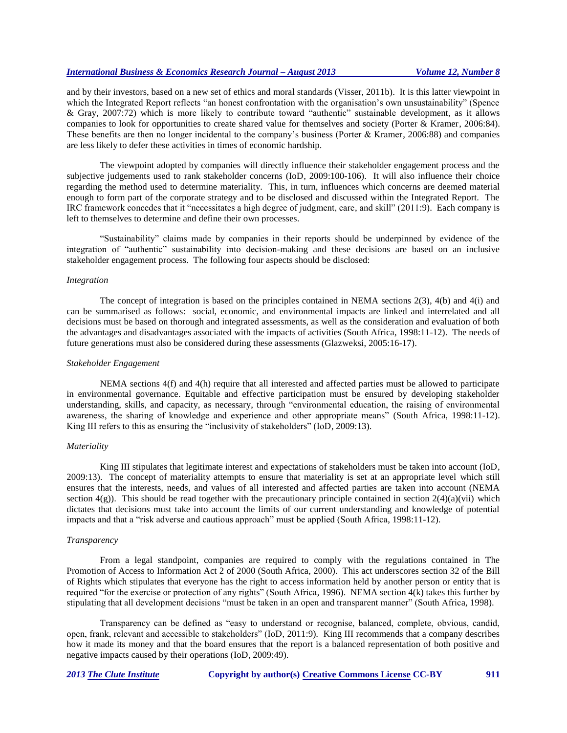and by their investors, based on a new set of ethics and moral standards (Visser, 2011b). It is this latter viewpoint in which the Integrated Report reflects "an honest confrontation with the organisation's own unsustainability" (Spence & Gray, 2007:72) which is more likely to contribute toward "authentic" sustainable development, as it allows companies to look for opportunities to create shared value for themselves and society (Porter & Kramer, 2006:84). These benefits are then no longer incidental to the company's business (Porter & Kramer, 2006:88) and companies are less likely to defer these activities in times of economic hardship.

The viewpoint adopted by companies will directly influence their stakeholder engagement process and the subjective judgements used to rank stakeholder concerns (IoD, 2009:100-106). It will also influence their choice regarding the method used to determine materiality. This, in turn, influences which concerns are deemed material enough to form part of the corporate strategy and to be disclosed and discussed within the Integrated Report. The IRC framework concedes that it "necessitates a high degree of judgment, care, and skill" (2011:9). Each company is left to themselves to determine and define their own processes.

"Sustainability" claims made by companies in their reports should be underpinned by evidence of the integration of "authentic" sustainability into decision-making and these decisions are based on an inclusive stakeholder engagement process. The following four aspects should be disclosed:

*Integration*

The concept of integration is based on the principles contained in NEMA sections 2(3), 4(b) and 4(i) and can be summarised as follows: social, economic, and environmental impacts are linked and interrelated and all decisions must be based on thorough and integrated assessments, as well as the consideration and evaluation of both the advantages and disadvantages associated with the impacts of activities (South Africa, 1998:11-12). The needs of future generations must also be considered during these assessments (Glazweksi, 2005:16-17).

*Stakeholder Engagement*

NEMA sections 4(f) and 4(h) require that all interested and affected parties must be allowed to participate in environmental governance. Equitable and effective participation must be ensured by developing stakeholder understanding, skills, and capacity, as necessary, through "environmental education, the raising of environmental awareness, the sharing of knowledge and experience and other appropriate means" (South Africa, 1998:11-12). King III refers to this as ensuring the "inclusivity of stakeholders" (IoD, 2009:13).

*Materiality*

King III stipulates that legitimate interest and expectations of stakeholders must be taken into account (IoD, 2009:13). The concept of materiality attempts to ensure that materiality is set at an appropriate level which still ensures that the interests, needs, and values of all interested and affected parties are taken into account (NEMA section 4(g)). This should be read together with the precautionary principle contained in section 2(4)(a)(vii) which dictates that decisions must take into account the limits of our current understanding and knowledge of potential impacts and that a "risk adverse and cautious approach" must be applied (South Africa, 1998:11-12).

*Transparency*

From a legal standpoint, companies are required to comply with the regulations contained in The Promotion of Access to Information Act 2 of 2000 (South Africa, 2000). This act underscores section 32 of the Bill of Rights which stipulates that everyone has the right to access information held by another person or entity that is required "for the exercise or protection of any rights" (South Africa, 1996). NEMA section 4(k) takes this further by stipulating that all development decisions "must be taken in an open and transparent manner" (South Africa, 1998).

Transparency can be defined as "easy to understand or recognise, balanced, complete, obvious, candid, open, frank, relevant and accessible to stakeholders" (IoD, 2011:9). King III recommends that a company describes how it made its money and that the board ensures that the report is a balanced representation of both positive and negative impacts caused by their operations (IoD, 2009:49).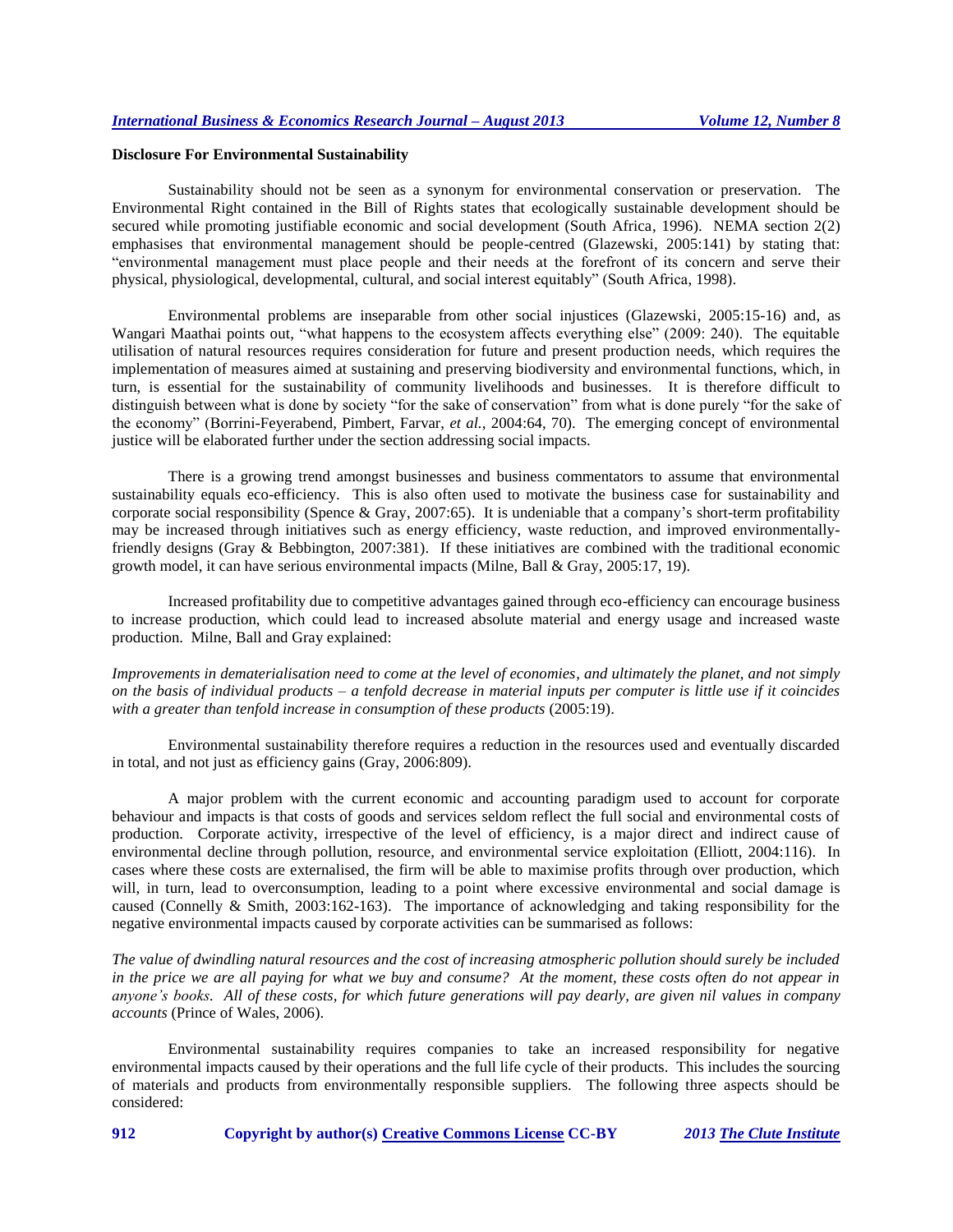**Disclosure For Environmental Sustainability**

Sustainability should not be seen as a synonym for environmental conservation or preservation. The Environmental Right contained in the Bill of Rights states that ecologically sustainable development should be secured while promoting justifiable economic and social development (South Africa, 1996). NEMA section 2(2) emphasises that environmental management should be people-centred (Glazewski, 2005:141) by stating that: "environmental management must place people and their needs at the forefront of its concern and serve their physical, physiological, developmental, cultural, and social interest equitably" (South Africa, 1998).

Environmental problems are inseparable from other social injustices (Glazewski, 2005:15-16) and, as Wangari Maathai points out, "what happens to the ecosystem affects everything else" (2009: 240). The equitable utilisation of natural resources requires consideration for future and present production needs, which requires the implementation of measures aimed at sustaining and preserving biodiversity and environmental functions, which, in turn, is essential for the sustainability of community livelihoods and businesses. It is therefore difficult to distinguish between what is done by society "for the sake of conservation" from what is done purely "for the sake of the economy" (Borrini-Feyerabend, Pimbert, Farvar, *et al.*, 2004:64, 70). The emerging concept of environmental justice will be elaborated further under the section addressing social impacts.

There is a growing trend amongst businesses and business commentators to assume that environmental sustainability equals eco-efficiency. This is also often used to motivate the business case for sustainability and corporate social responsibility (Spence & Gray, 2007:65). It is undeniable that a company's short-term profitability may be increased through initiatives such as energy efficiency, waste reduction, and improved environmentally-friendly designs (Gray & Bebbington, 2007:381). If these initiatives are combined with the traditional economic growth model, it can have serious environmental impacts (Milne, Ball & Gray, 2005:17, 19).

Increased profitability due to competitive advantages gained through eco-efficiency can encourage business to increase production, which could lead to increased absolute material and energy usage and increased waste production. Milne, Ball and Gray explained:

*Improvements in dematerialisation need to come at the level of economies, and ultimately the planet, and not simply on the basis of individual products – a tenfold decrease in material inputs per computer is little use if it coincides with a greater than tenfold increase in consumption of these products* (2005:19).

Environmental sustainability therefore requires a reduction in the resources used and eventually discarded in total, and not just as efficiency gains (Gray, 2006:809).

A major problem with the current economic and accounting paradigm used to account for corporate behaviour and impacts is that costs of goods and services seldom reflect the full social and environmental costs of production. Corporate activity, irrespective of the level of efficiency, is a major direct and indirect cause of environmental decline through pollution, resource, and environmental service exploitation (Elliott, 2004:116). In cases where these costs are externalised, the firm will be able to maximise profits through over production, which will, in turn, lead to overconsumption, leading to a point where excessive environmental and social damage is caused (Connelly & Smith, 2003:162-163). The importance of acknowledging and taking responsibility for the negative environmental impacts caused by corporate activities can be summarised as follows:

*The value of dwindling natural resources and the cost of increasing atmospheric pollution should surely be included in the price we are all paying for what we buy and consume? At the moment, these costs often do not appear in anyone's books. All of these costs, for which future generations will pay dearly, are given nil values in company accounts* (Prince of Wales, 2006).

Environmental sustainability requires companies to take an increased responsibility for negative environmental impacts caused by their operations and the full life cycle of their products. This includes the sourcing of materials and products from environmentally responsible suppliers. The following three aspects should be considered: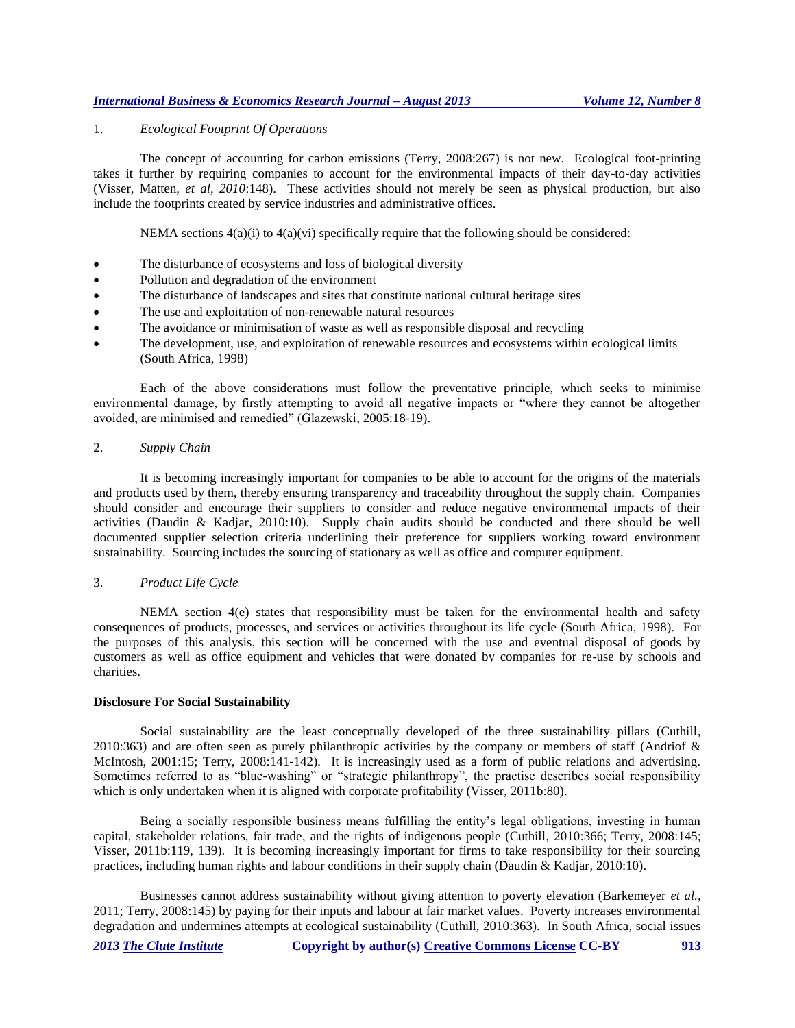1. *Ecological Footprint Of Operations*

The concept of accounting for carbon emissions (Terry, 2008:267) is not new. Ecological foot-printing takes it further by requiring companies to account for the environmental impacts of their day-to-day activities (Visser, Matten, *et al, 2010*:148). These activities should not merely be seen as physical production, but also include the footprints created by service industries and administrative offices.

NEMA sections 4(a)(i) to 4(a)(vi) specifically require that the following should be considered:

- The disturbance of ecosystems and loss of biological diversity
- Pollution and degradation of the environment
- The disturbance of landscapes and sites that constitute national cultural heritage sites
- The use and exploitation of non-renewable natural resources
- The avoidance or minimisation of waste as well as responsible disposal and recycling
- The development, use, and exploitation of renewable resources and ecosystems within ecological limits (South Africa, 1998)

Each of the above considerations must follow the preventative principle, which seeks to minimise environmental damage, by firstly attempting to avoid all negative impacts or "where they cannot be altogether avoided, are minimised and remedied" (Glazewski, 2005:18-19).

2. *Supply Chain*

It is becoming increasingly important for companies to be able to account for the origins of the materials and products used by them, thereby ensuring transparency and traceability throughout the supply chain. Companies should consider and encourage their suppliers to consider and reduce negative environmental impacts of their activities (Daudin & Kadjar, 2010:10). Supply chain audits should be conducted and there should be well documented supplier selection criteria underlining their preference for suppliers working toward environment sustainability. Sourcing includes the sourcing of stationary as well as office and computer equipment.

3. *Product Life Cycle*

NEMA section 4(e) states that responsibility must be taken for the environmental health and safety consequences of products, processes, and services or activities throughout its life cycle (South Africa, 1998). For the purposes of this analysis, this section will be concerned with the use and eventual disposal of goods by customers as well as office equipment and vehicles that were donated by companies for re-use by schools and charities.

**Disclosure For Social Sustainability**

Social sustainability are the least conceptually developed of the three sustainability pillars (Cuthill, 2010:363) and are often seen as purely philanthropic activities by the company or members of staff (Andriof & McIntosh, 2001:15; Terry, 2008:141-142). It is increasingly used as a form of public relations and advertising. Sometimes referred to as "blue-washing" or "strategic philanthropy", the practise describes social responsibility which is only undertaken when it is aligned with corporate profitability (Visser, 2011b:80).

Being a socially responsible business means fulfilling the entity's legal obligations, investing in human capital, stakeholder relations, fair trade, and the rights of indigenous people (Cuthill, 2010:366; Terry, 2008:145; Visser, 2011b:119, 139). It is becoming increasingly important for firms to take responsibility for their sourcing practices, including human rights and labour conditions in their supply chain (Daudin & Kadjar, 2010:10).

Businesses cannot address sustainability without giving attention to poverty elevation (Barkemeyer *et al.*, 2011; Terry, 2008:145) by paying for their inputs and labour at fair market values. Poverty increases environmental degradation and undermines attempts at ecological sustainability (Cuthill, 2010:363). In South Africa, social issues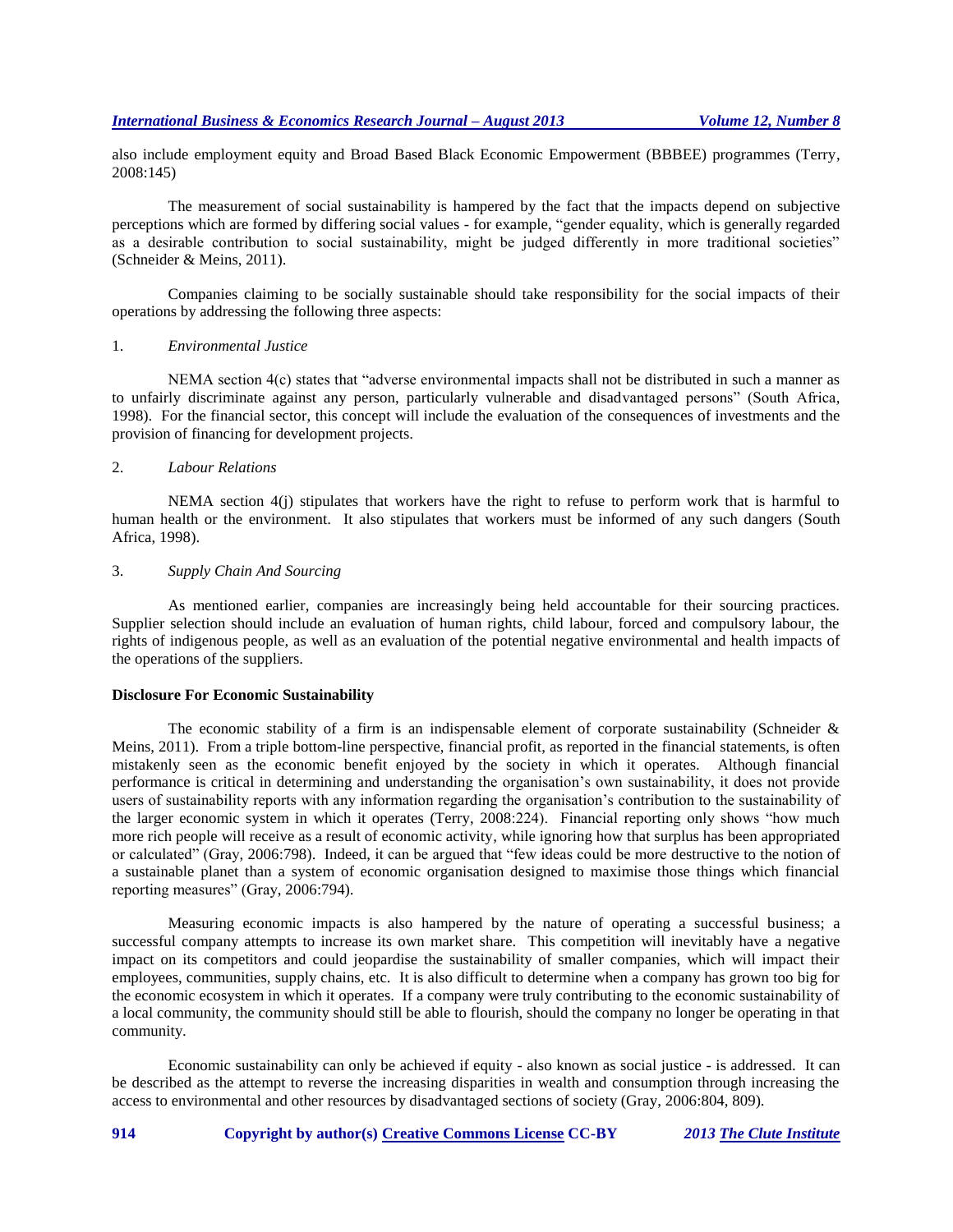also include employment equity and Broad Based Black Economic Empowerment (BBBEE) programmes (Terry, 2008:145)

The measurement of social sustainability is hampered by the fact that the impacts depend on subjective perceptions which are formed by differing social values - for example, "gender equality, which is generally regarded as a desirable contribution to social sustainability, might be judged differently in more traditional societies" (Schneider & Meins, 2011).

Companies claiming to be socially sustainable should take responsibility for the social impacts of their operations by addressing the following three aspects:

1. *Environmental Justice*

NEMA section 4(c) states that "adverse environmental impacts shall not be distributed in such a manner as to unfairly discriminate against any person, particularly vulnerable and disadvantaged persons" (South Africa, 1998). For the financial sector, this concept will include the evaluation of the consequences of investments and the provision of financing for development projects.

2. *Labour Relations*

NEMA section 4(j) stipulates that workers have the right to refuse to perform work that is harmful to human health or the environment. It also stipulates that workers must be informed of any such dangers (South Africa, 1998).

3. *Supply Chain And Sourcing*

As mentioned earlier, companies are increasingly being held accountable for their sourcing practices. Supplier selection should include an evaluation of human rights, child labour, forced and compulsory labour, the rights of indigenous people, as well as an evaluation of the potential negative environmental and health impacts of the operations of the suppliers.

**Disclosure For Economic Sustainability**

The economic stability of a firm is an indispensable element of corporate sustainability (Schneider & Meins, 2011). From a triple bottom-line perspective, financial profit, as reported in the financial statements, is often mistakenly seen as the economic benefit enjoyed by the society in which it operates. Although financial performance is critical in determining and understanding the organisation's own sustainability, it does not provide users of sustainability reports with any information regarding the organisation's contribution to the sustainability of the larger economic system in which it operates (Terry, 2008:224). Financial reporting only shows "how much more rich people will receive as a result of economic activity, while ignoring how that surplus has been appropriated or calculated" (Gray, 2006:798). Indeed, it can be argued that "few ideas could be more destructive to the notion of a sustainable planet than a system of economic organisation designed to maximise those things which financial reporting measures" (Gray, 2006:794).

Measuring economic impacts is also hampered by the nature of operating a successful business; a successful company attempts to increase its own market share. This competition will inevitably have a negative impact on its competitors and could jeopardise the sustainability of smaller companies, which will impact their employees, communities, supply chains, etc. It is also difficult to determine when a company has grown too big for the economic ecosystem in which it operates. If a company were truly contributing to the economic sustainability of a local community, the community should still be able to flourish, should the company no longer be operating in that community.

Economic sustainability can only be achieved if equity - also known as social justice - is addressed. It can be described as the attempt to reverse the increasing disparities in wealth and consumption through increasing the access to environmental and other resources by disadvantaged sections of society (Gray, 2006:804, 809).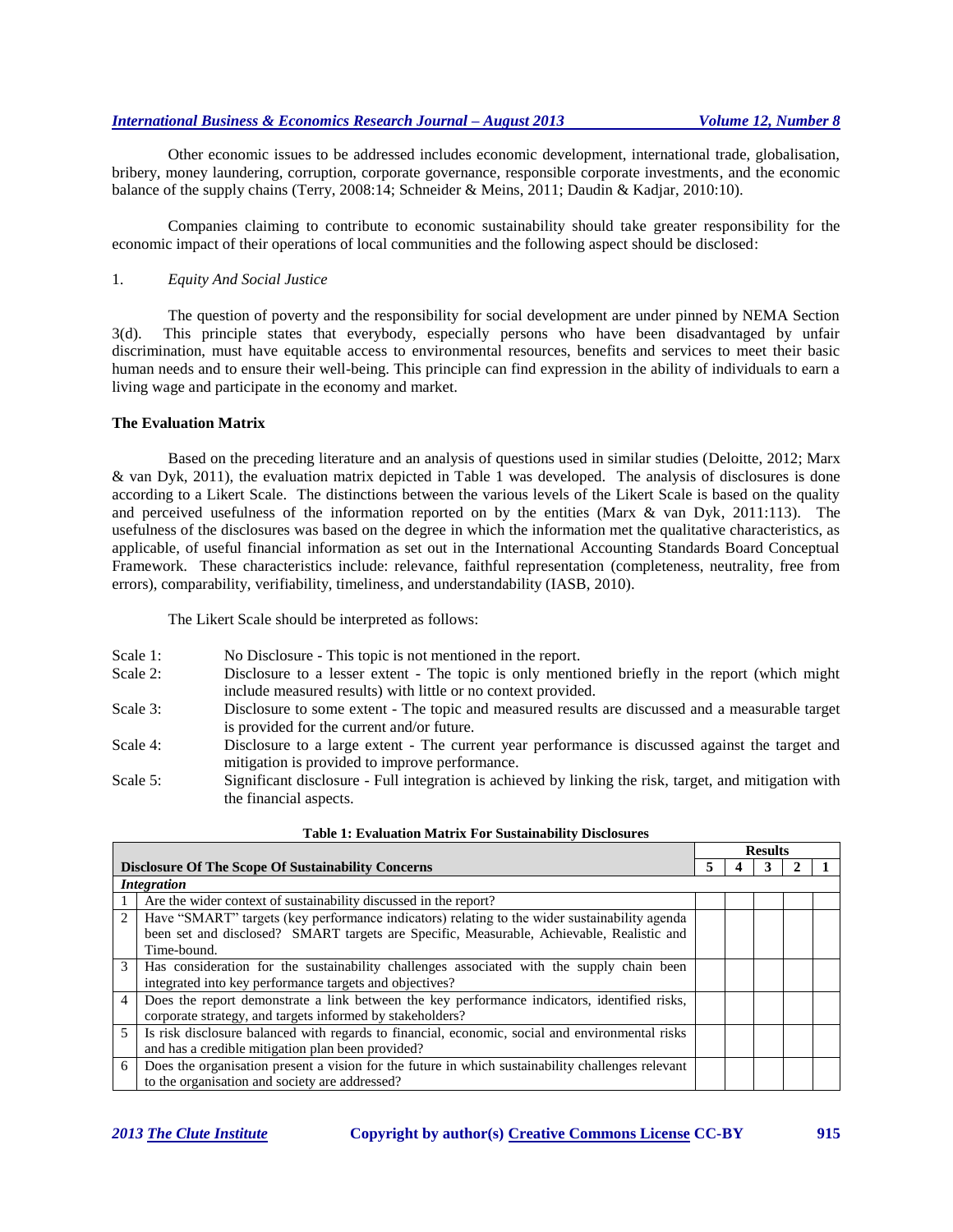Other economic issues to be addressed includes economic development, international trade, globalisation, bribery, money laundering, corruption, corporate governance, responsible corporate investments, and the economic balance of the supply chains (Terry, 2008:14; Schneider & Meins, 2011; Daudin & Kadjar, 2010:10).

Companies claiming to contribute to economic sustainability should take greater responsibility for the economic impact of their operations of local communities and the following aspect should be disclosed:

1. *Equity And Social Justice*

The question of poverty and the responsibility for social development are under pinned by NEMA Section 3(d). This principle states that everybody, especially persons who have been disadvantaged by unfair discrimination, must have equitable access to environmental resources, benefits and services to meet their basic human needs and to ensure their well-being. This principle can find expression in the ability of individuals to earn a living wage and participate in the economy and market.

**The Evaluation Matrix**

Based on the preceding literature and an analysis of questions used in similar studies (Deloitte, 2012; Marx & van Dyk, 2011), the evaluation matrix depicted in Table 1 was developed. The analysis of disclosures is done according to a Likert Scale. The distinctions between the various levels of the Likert Scale is based on the quality and perceived usefulness of the information reported on by the entities (Marx & van Dyk, 2011:113). The usefulness of the disclosures was based on the degree in which the information met the qualitative characteristics, as applicable, of useful financial information as set out in the International Accounting Standards Board Conceptual Framework. These characteristics include: relevance, faithful representation (completeness, neutrality, free from errors), comparability, verifiability, timeliness, and understandability (IASB, 2010).

The Likert Scale should be interpreted as follows:

- Scale 1: No Disclosure - This topic is not mentioned in the report.
- Scale 2: Disclosure to a lesser extent - The topic is only mentioned briefly in the report (which might include measured results) with little or no context provided.
- Scale 3: Disclosure to some extent - The topic and measured results are discussed and a measurable target is provided for the current and/or future.
- Scale 4: Disclosure to a large extent - The current year performance is discussed against the target and mitigation is provided to improve performance.
- Scale 5: Significant disclosure - Full integration is achieved by linking the risk, target, and mitigation with the financial aspects.

**Table 1: Evaluation Matrix For Sustainability Disclosures**

| | Disclosure Of The Scope Of Sustainability Concerns | Results | | | | |
|---|---|---|---|---|---|---|
| | | 5 | 4 | 3 | 2 | 1 |
| | ***Integration*** | | | | | |
| 1 | Are the wider context of sustainability discussed in the report? | | | | | |
| 2 | Have "SMART" targets (key performance indicators) relating to the wider sustainability agenda been set and disclosed? SMART targets are Specific, Measurable, Achievable, Realistic and Time-bound. | | | | | |
| 3 | Has consideration for the sustainability challenges associated with the supply chain been integrated into key performance targets and objectives? | | | | | |
| 4 | Does the report demonstrate a link between the key performance indicators, identified risks, corporate strategy, and targets informed by stakeholders? | | | | | |
| 5 | Is risk disclosure balanced with regards to financial, economic, social and environmental risks and has a credible mitigation plan been provided? | | | | | |
| 6 | Does the organisation present a vision for the future in which sustainability challenges relevant to the organisation and society are addressed? | | | | | |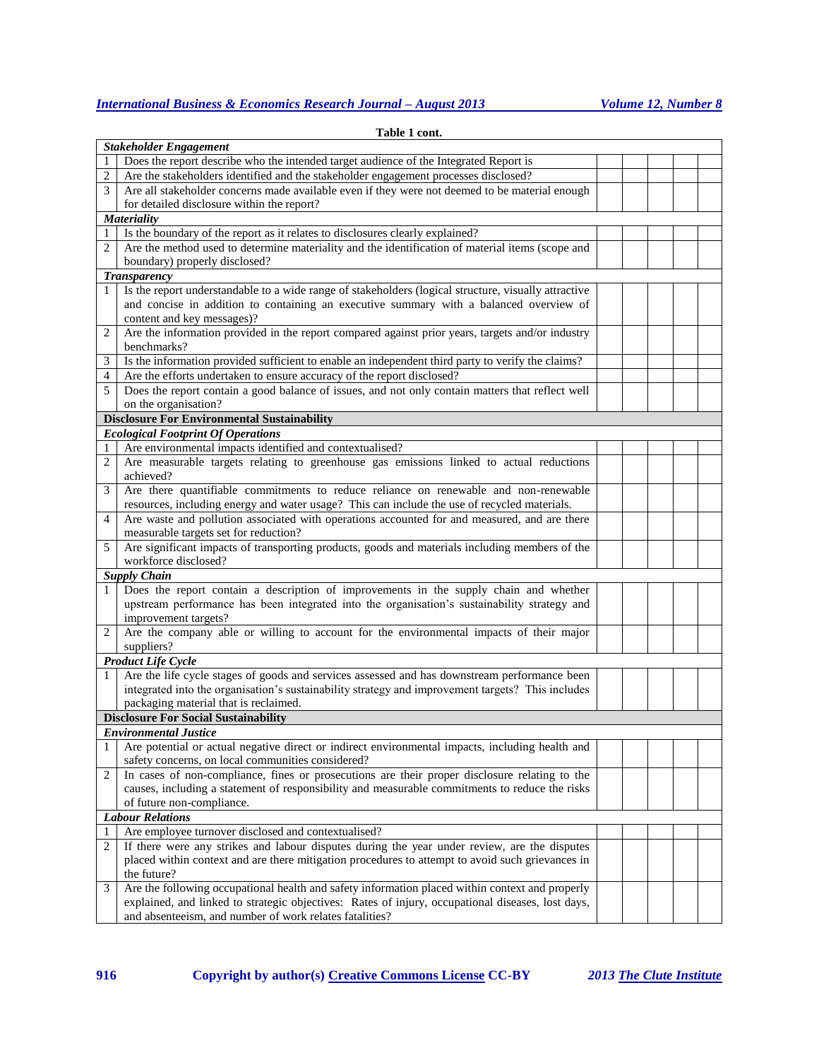**Table 1 cont.**

| | | | | | | |
|---|---|---|---|---|---|---|
| ***Stakeholder Engagement*** | | | | | | |
| 1 | Does the report describe who the intended target audience of the Integrated Report is | | | | | |
| 2 | Are the stakeholders identified and the stakeholder engagement processes disclosed? | | | | | |
| 3 | Are all stakeholder concerns made available even if they were not deemed to be material enough for detailed disclosure within the report? | | | | | |
| ***Materiality*** | | | | | | |
| 1 | Is the boundary of the report as it relates to disclosures clearly explained? | | | | | |
| 2 | Are the method used to determine materiality and the identification of material items (scope and boundary) properly disclosed? | | | | | |
| ***Transparency*** | | | | | | |
| 1 | Is the report understandable to a wide range of stakeholders (logical structure, visually attractive and concise in addition to containing an executive summary with a balanced overview of content and key messages)? | | | | | |
| 2 | Are the information provided in the report compared against prior years, targets and/or industry benchmarks? | | | | | |
| 3 | Is the information provided sufficient to enable an independent third party to verify the claims? | | | | | |
| 4 | Are the efforts undertaken to ensure accuracy of the report disclosed? | | | | | |
| 5 | Does the report contain a good balance of issues, and not only contain matters that reflect well on the organisation? | | | | | |
| **Disclosure For Environmental Sustainability** | | | | | | |
| ***Ecological Footprint Of Operations*** | | | | | | |
| 1 | Are environmental impacts identified and contextualised? | | | | | |
| 2 | Are measurable targets relating to greenhouse gas emissions linked to actual reductions achieved? | | | | | |
| 3 | Are there quantifiable commitments to reduce reliance on renewable and non-renewable resources, including energy and water usage? This can include the use of recycled materials. | | | | | |
| 4 | Are waste and pollution associated with operations accounted for and measured, and are there measurable targets set for reduction? | | | | | |
| 5 | Are significant impacts of transporting products, goods and materials including members of the workforce disclosed? | | | | | |
| ***Supply Chain*** | | | | | | |
| 1 | Does the report contain a description of improvements in the supply chain and whether upstream performance has been integrated into the organisation's sustainability strategy and improvement targets? | | | | | |
| 2 | Are the company able or willing to account for the environmental impacts of their major suppliers? | | | | | |
| ***Product Life Cycle*** | | | | | | |
| 1 | Are the life cycle stages of goods and services assessed and has downstream performance been integrated into the organisation's sustainability strategy and improvement targets? This includes packaging material that is reclaimed. | | | | | |
| **Disclosure For Social Sustainability** | | | | | | |
| ***Environmental Justice*** | | | | | | |
| 1 | Are potential or actual negative direct or indirect environmental impacts, including health and safety concerns, on local communities considered? | | | | | |
| 2 | In cases of non-compliance, fines or prosecutions are their proper disclosure relating to the causes, including a statement of responsibility and measurable commitments to reduce the risks of future non-compliance. | | | | | |
| ***Labour Relations*** | | | | | | |
| 1 | Are employee turnover disclosed and contextualised? | | | | | |
| 2 | If there were any strikes and labour disputes during the year under review, are the disputes placed within context and are there mitigation procedures to attempt to avoid such grievances in the future? | | | | | |
| 3 | Are the following occupational health and safety information placed within context and properly explained, and linked to strategic objectives: Rates of injury, occupational diseases, lost days, and absenteeism, and number of work relates fatalities? | | | | | |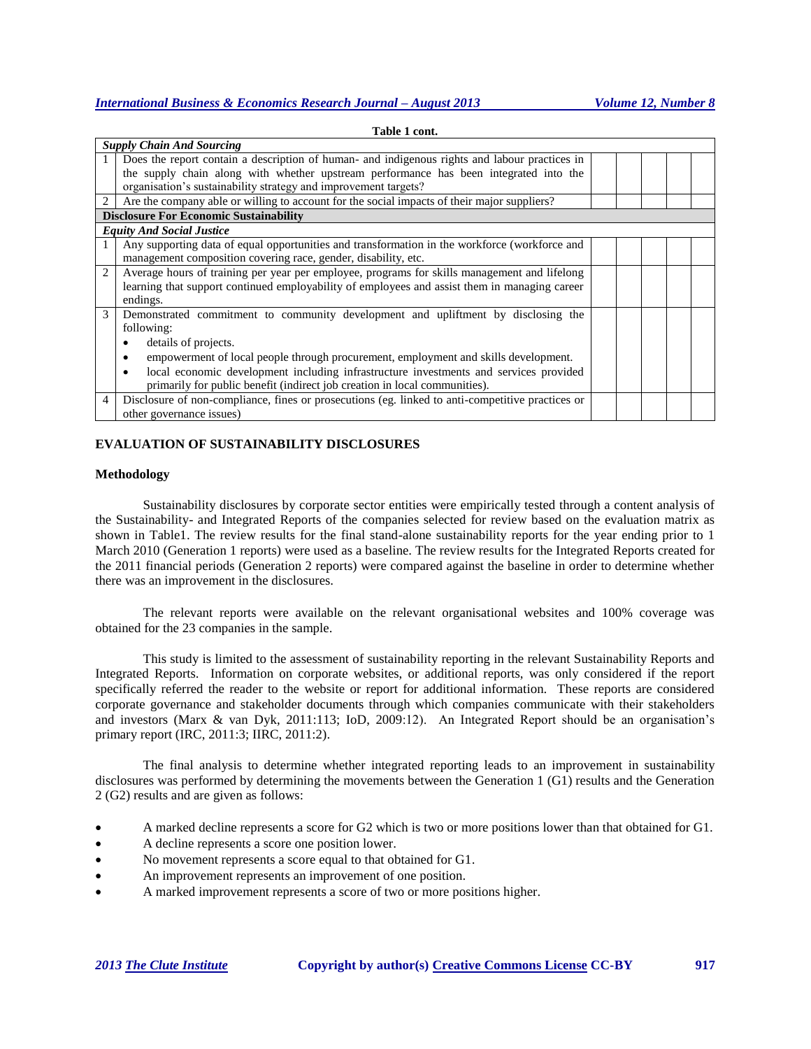**Table 1 cont.**

| | | | | | | |
|---|---|---|---|---|---|---|
| ***Supply Chain And Sourcing*** | | | | | | |
| 1 | Does the report contain a description of human- and indigenous rights and labour practices in the supply chain along with whether upstream performance has been integrated into the organisation's sustainability strategy and improvement targets? | | | | | |
| 2 | Are the company able or willing to account for the social impacts of their major suppliers? | | | | | |
| **Disclosure For Economic Sustainability** | | | | | | |
| ***Equity And Social Justice*** | | | | | | |
| 1 | Any supporting data of equal opportunities and transformation in the workforce (workforce and management composition covering race, gender, disability, etc. | | | | | |
| 2 | Average hours of training per year per employee, programs for skills management and lifelong learning that support continued employability of employees and assist them in managing career endings. | | | | | |
| 3 | Demonstrated commitment to community development and upliftment by disclosing the following: <br>• details of projects. <br>• empowerment of local people through procurement, employment and skills development. <br>• local economic development including infrastructure investments and services provided primarily for public benefit (indirect job creation in local communities). | | | | | |
| 4 | Disclosure of non-compliance, fines or prosecutions (eg. linked to anti-competitive practices or other governance issues) | | | | | |

## EVALUATION OF SUSTAINABILITY DISCLOSURES

### Methodology

Sustainability disclosures by corporate sector entities were empirically tested through a content analysis of the Sustainability- and Integrated Reports of the companies selected for review based on the evaluation matrix as shown in Table1. The review results for the final stand-alone sustainability reports for the year ending prior to 1 March 2010 (Generation 1 reports) were used as a baseline. The review results for the Integrated Reports created for the 2011 financial periods (Generation 2 reports) were compared against the baseline in order to determine whether there was an improvement in the disclosures.

The relevant reports were available on the relevant organisational websites and 100% coverage was obtained for the 23 companies in the sample.

This study is limited to the assessment of sustainability reporting in the relevant Sustainability Reports and Integrated Reports. Information on corporate websites, or additional reports, was only considered if the report specifically referred the reader to the website or report for additional information. These reports are considered corporate governance and stakeholder documents through which companies communicate with their stakeholders and investors (Marx & van Dyk, 2011:113; IoD, 2009:12). An Integrated Report should be an organisation's primary report (IRC, 2011:3; IIRC, 2011:2).

The final analysis to determine whether integrated reporting leads to an improvement in sustainability disclosures was performed by determining the movements between the Generation 1 (G1) results and the Generation 2 (G2) results and are given as follows:

- A marked decline represents a score for G2 which is two or more positions lower than that obtained for G1.
- A decline represents a score one position lower.
- No movement represents a score equal to that obtained for G1.
- An improvement represents an improvement of one position.
- A marked improvement represents a score of two or more positions higher.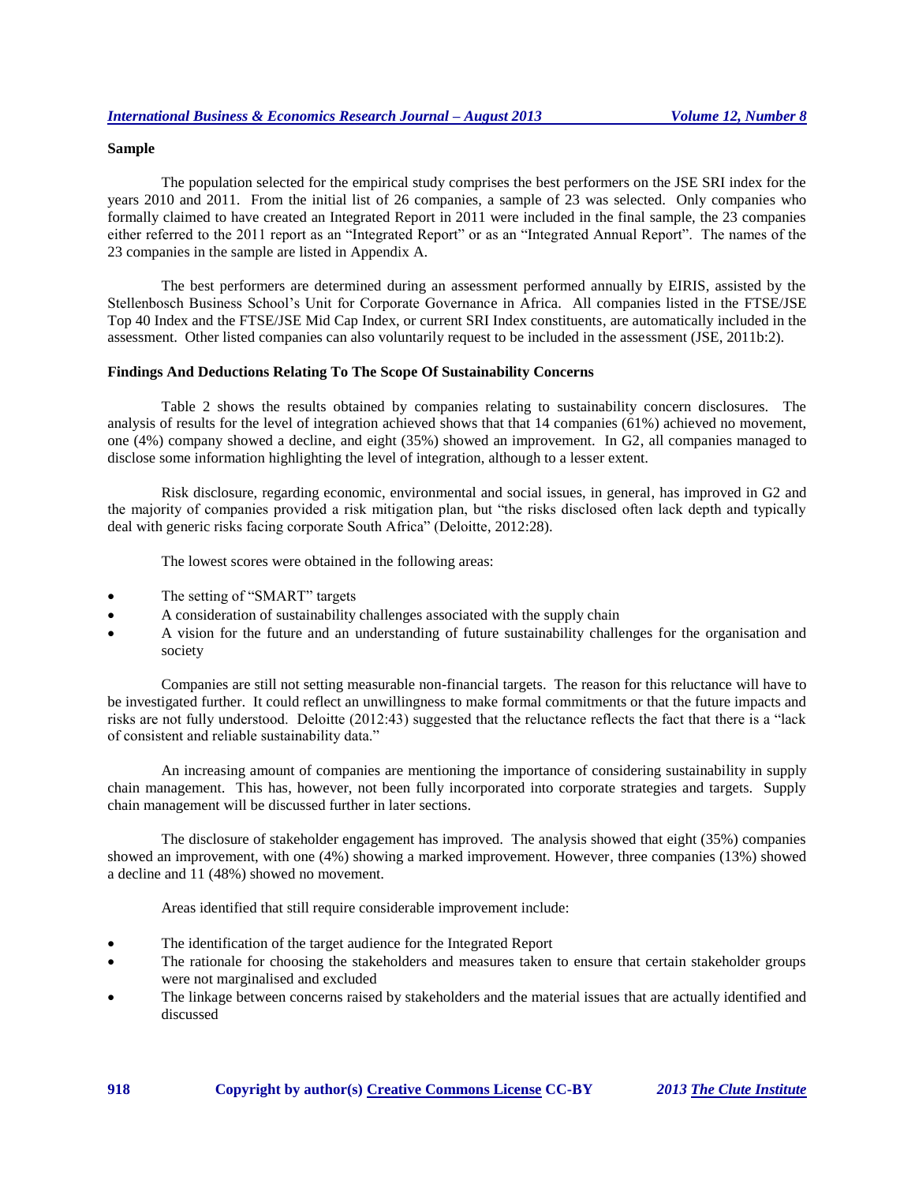### Sample

The population selected for the empirical study comprises the best performers on the JSE SRI index for the years 2010 and 2011. From the initial list of 26 companies, a sample of 23 was selected. Only companies who formally claimed to have created an Integrated Report in 2011 were included in the final sample, the 23 companies either referred to the 2011 report as an "Integrated Report" or as an "Integrated Annual Report". The names of the 23 companies in the sample are listed in Appendix A.

The best performers are determined during an assessment performed annually by EIRIS, assisted by the Stellenbosch Business School's Unit for Corporate Governance in Africa. All companies listed in the FTSE/JSE Top 40 Index and the FTSE/JSE Mid Cap Index, or current SRI Index constituents, are automatically included in the assessment. Other listed companies can also voluntarily request to be included in the assessment (JSE, 2011b:2).

### Findings And Deductions Relating To The Scope Of Sustainability Concerns

Table 2 shows the results obtained by companies relating to sustainability concern disclosures. The analysis of results for the level of integration achieved shows that that 14 companies (61%) achieved no movement, one (4%) company showed a decline, and eight (35%) showed an improvement. In G2, all companies managed to disclose some information highlighting the level of integration, although to a lesser extent.

Risk disclosure, regarding economic, environmental and social issues, in general, has improved in G2 and the majority of companies provided a risk mitigation plan, but "the risks disclosed often lack depth and typically deal with generic risks facing corporate South Africa" (Deloitte, 2012:28).

The lowest scores were obtained in the following areas:

- The setting of "SMART" targets
- A consideration of sustainability challenges associated with the supply chain
- A vision for the future and an understanding of future sustainability challenges for the organisation and society

Companies are still not setting measurable non-financial targets. The reason for this reluctance will have to be investigated further. It could reflect an unwillingness to make formal commitments or that the future impacts and risks are not fully understood. Deloitte (2012:43) suggested that the reluctance reflects the fact that there is a "lack of consistent and reliable sustainability data."

An increasing amount of companies are mentioning the importance of considering sustainability in supply chain management. This has, however, not been fully incorporated into corporate strategies and targets. Supply chain management will be discussed further in later sections.

The disclosure of stakeholder engagement has improved. The analysis showed that eight (35%) companies showed an improvement, with one (4%) showing a marked improvement. However, three companies (13%) showed a decline and 11 (48%) showed no movement.

Areas identified that still require considerable improvement include:

- The identification of the target audience for the Integrated Report
- The rationale for choosing the stakeholders and measures taken to ensure that certain stakeholder groups were not marginalised and excluded
- The linkage between concerns raised by stakeholders and the material issues that are actually identified and discussed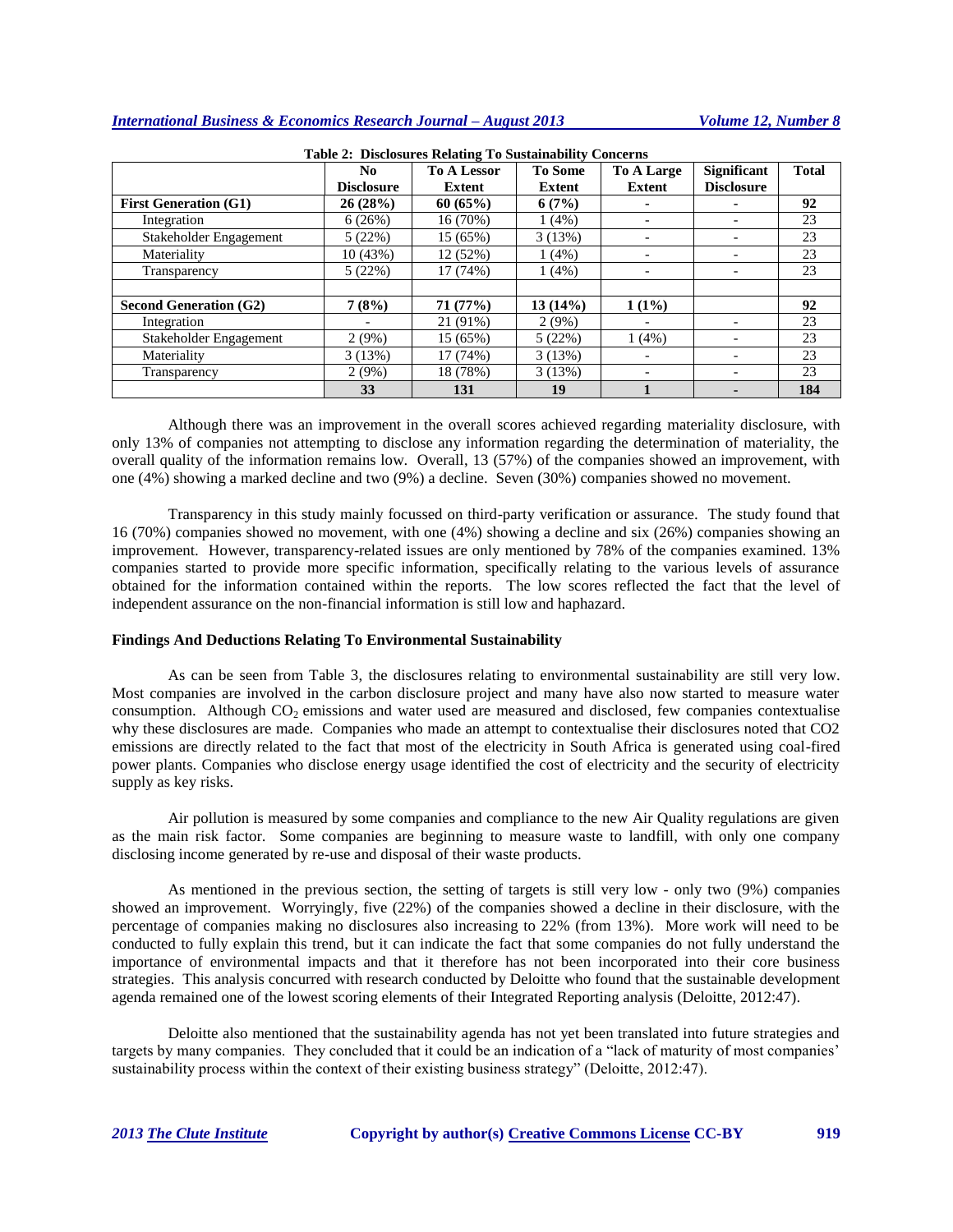**Table 2: Disclosures Relating To Sustainability Concerns**

| | No Disclosure | To A Lessor Extent | To Some Extent | To A Large Extent | Significant Disclosure | Total |
|---|---|---|---|---|---|---|
| **First Generation (G1)** | **26 (28%)** | **60 (65%)** | **6 (7%)** | **-** | **-** | **92** |
| Integration | 6 (26%) | 16 (70%) | 1 (4%) | - | - | 23 |
| Stakeholder Engagement | 5 (22%) | 15 (65%) | 3 (13%) | - | - | 23 |
| Materiality | 10 (43%) | 12 (52%) | 1 (4%) | - | - | 23 |
| Transparency | 5 (22%) | 17 (74%) | 1 (4%) | - | - | 23 |
| | | | | | | |
| **Second Generation (G2)** | **7 (8%)** | **71 (77%)** | **13 (14%)** | **1 (1%)** | | **92** |
| Integration | - | 21 (91%) | 2 (9%) | - | - | 23 |
| Stakeholder Engagement | 2 (9%) | 15 (65%) | 5 (22%) | 1 (4%) | - | 23 |
| Materiality | 3 (13%) | 17 (74%) | 3 (13%) | - | - | 23 |
| Transparency | 2 (9%) | 18 (78%) | 3 (13%) | - | - | 23 |
| | **33** | **131** | **19** | **1** | **-** | **184** |

Although there was an improvement in the overall scores achieved regarding materiality disclosure, with only 13% of companies not attempting to disclose any information regarding the determination of materiality, the overall quality of the information remains low. Overall, 13 (57%) of the companies showed an improvement, with one (4%) showing a marked decline and two (9%) a decline. Seven (30%) companies showed no movement.

Transparency in this study mainly focussed on third-party verification or assurance. The study found that 16 (70%) companies showed no movement, with one (4%) showing a decline and six (26%) companies showing an improvement. However, transparency-related issues are only mentioned by 78% of the companies examined. 13% companies started to provide more specific information, specifically relating to the various levels of assurance obtained for the information contained within the reports. The low scores reflected the fact that the level of independent assurance on the non-financial information is still low and haphazard.

### Findings And Deductions Relating To Environmental Sustainability

As can be seen from Table 3, the disclosures relating to environmental sustainability are still very low. Most companies are involved in the carbon disclosure project and many have also now started to measure water consumption. Although $CO_2$ emissions and water used are measured and disclosed, few companies contextualise why these disclosures are made. Companies who made an attempt to contextualise their disclosures noted that CO2 emissions are directly related to the fact that most of the electricity in South Africa is generated using coal-fired power plants. Companies who disclose energy usage identified the cost of electricity and the security of electricity supply as key risks.

Air pollution is measured by some companies and compliance to the new Air Quality regulations are given as the main risk factor. Some companies are beginning to measure waste to landfill, with only one company disclosing income generated by re-use and disposal of their waste products.

As mentioned in the previous section, the setting of targets is still very low - only two (9%) companies showed an improvement. Worryingly, five (22%) of the companies showed a decline in their disclosure, with the percentage of companies making no disclosures also increasing to 22% (from 13%). More work will need to be conducted to fully explain this trend, but it can indicate the fact that some companies do not fully understand the importance of environmental impacts and that it therefore has not been incorporated into their core business strategies. This analysis concurred with research conducted by Deloitte who found that the sustainable development agenda remained one of the lowest scoring elements of their Integrated Reporting analysis (Deloitte, 2012:47).

Deloitte also mentioned that the sustainability agenda has not yet been translated into future strategies and targets by many companies. They concluded that it could be an indication of a "lack of maturity of most companies' sustainability process within the context of their existing business strategy" (Deloitte, 2012:47).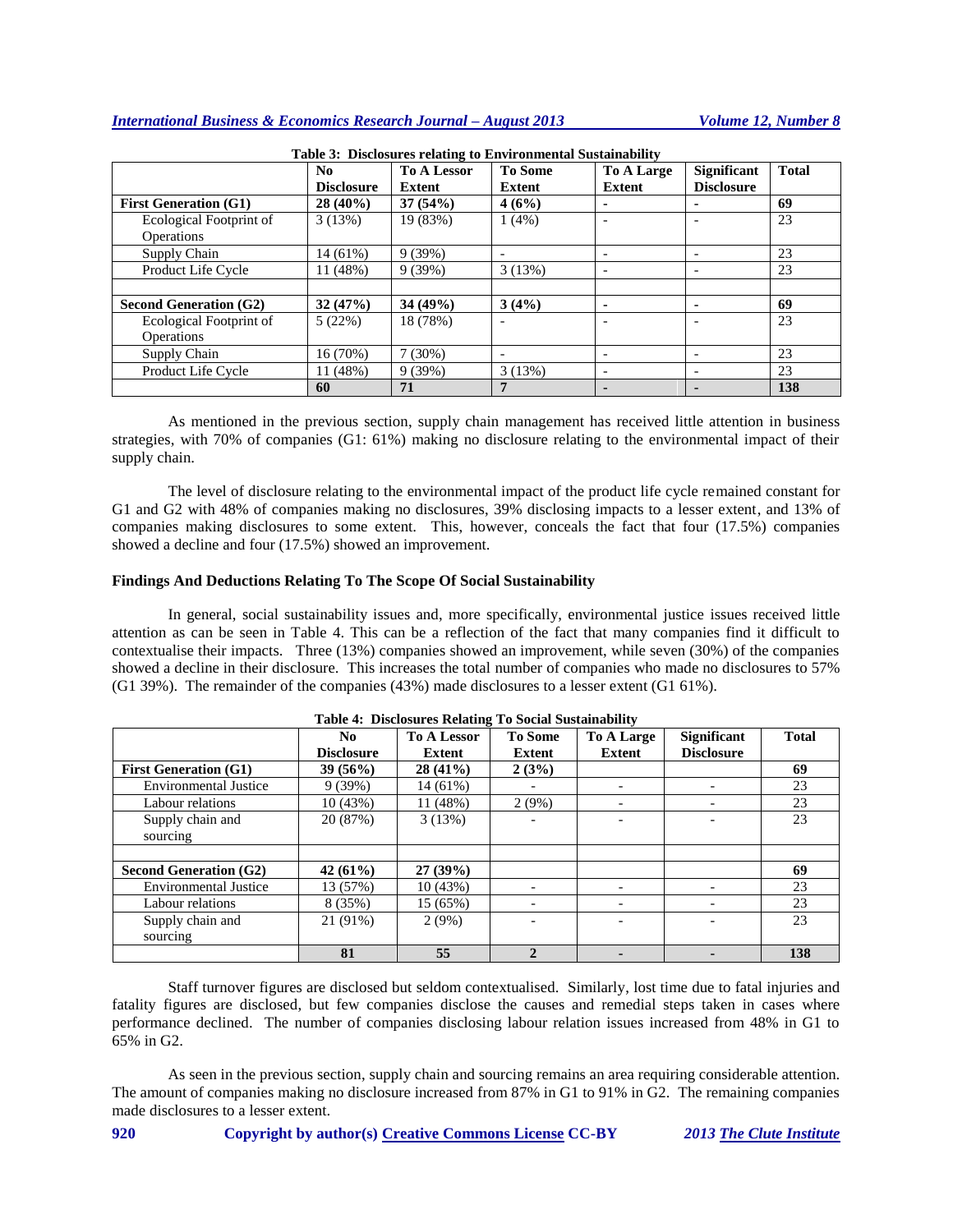**Table 3: Disclosures relating to Environmental Sustainability**

| | No Disclosure | To A Lessor Extent | To Some Extent | To A Large Extent | Significant Disclosure | Total |
|---|---|---|---|---|---|---|
| **First Generation (G1)** | **28 (40%)** | **37 (54%)** | **4 (6%)** | **-** | **-** | **69** |
| Ecological Footprint of Operations | 3 (13%) | 19 (83%) | 1 (4%) | - | - | 23 |
| Supply Chain | 14 (61%) | 9 (39%) | - | - | - | 23 |
| Product Life Cycle | 11 (48%) | 9 (39%) | 3 (13%) | - | - | 23 |
| | | | | | | |
| **Second Generation (G2)** | **32 (47%)** | **34 (49%)** | **3 (4%)** | **-** | **-** | **69** |
| Ecological Footprint of Operations | 5 (22%) | 18 (78%) | - | - | - | 23 |
| Supply Chain | 16 (70%) | 7 (30%) | - | - | - | 23 |
| Product Life Cycle | 11 (48%) | 9 (39%) | 3 (13%) | - | - | 23 |
| | **60** | **71** | **7** | **-** | **-** | **138** |

As mentioned in the previous section, supply chain management has received little attention in business strategies, with 70% of companies (G1: 61%) making no disclosure relating to the environmental impact of their supply chain.

The level of disclosure relating to the environmental impact of the product life cycle remained constant for G1 and G2 with 48% of companies making no disclosures, 39% disclosing impacts to a lesser extent, and 13% of companies making disclosures to some extent. This, however, conceals the fact that four (17.5%) companies showed a decline and four (17.5%) showed an improvement.

### Findings And Deductions Relating To The Scope Of Social Sustainability

In general, social sustainability issues and, more specifically, environmental justice issues received little attention as can be seen in Table 4. This can be a reflection of the fact that many companies find it difficult to contextualise their impacts. Three (13%) companies showed an improvement, while seven (30%) of the companies showed a decline in their disclosure. This increases the total number of companies who made no disclosures to 57% (G1 39%). The remainder of the companies (43%) made disclosures to a lesser extent (G1 61%).

**Table 4: Disclosures Relating To Social Sustainability**

| | No Disclosure | To A Lessor Extent | To Some Extent | To A Large Extent | Significant Disclosure | Total |
|---|---|---|---|---|---|---|
| **First Generation (G1)** | **39 (56%)** | **28 (41%)** | **2 (3%)** | | | **69** |
| Environmental Justice | 9 (39%) | 14 (61%) | - | - | - | 23 |
| Labour relations | 10 (43%) | 11 (48%) | 2 (9%) | - | - | 23 |
| Supply chain and sourcing | 20 (87%) | 3 (13%) | - | - | - | 23 |
| | | | | | | |
| **Second Generation (G2)** | **42 (61%)** | **27 (39%)** | | | | **69** |
| Environmental Justice | 13 (57%) | 10 (43%) | - | - | - | 23 |
| Labour relations | 8 (35%) | 15 (65%) | - | - | - | 23 |
| Supply chain and sourcing | 21 (91%) | 2 (9%) | - | - | - | 23 |
| | **81** | **55** | **2** | **-** | **-** | **138** |

Staff turnover figures are disclosed but seldom contextualised. Similarly, lost time due to fatal injuries and fatality figures are disclosed, but few companies disclose the causes and remedial steps taken in cases where performance declined. The number of companies disclosing labour relation issues increased from 48% in G1 to 65% in G2.

As seen in the previous section, supply chain and sourcing remains an area requiring considerable attention. The amount of companies making no disclosure increased from 87% in G1 to 91% in G2. The remaining companies made disclosures to a lesser extent.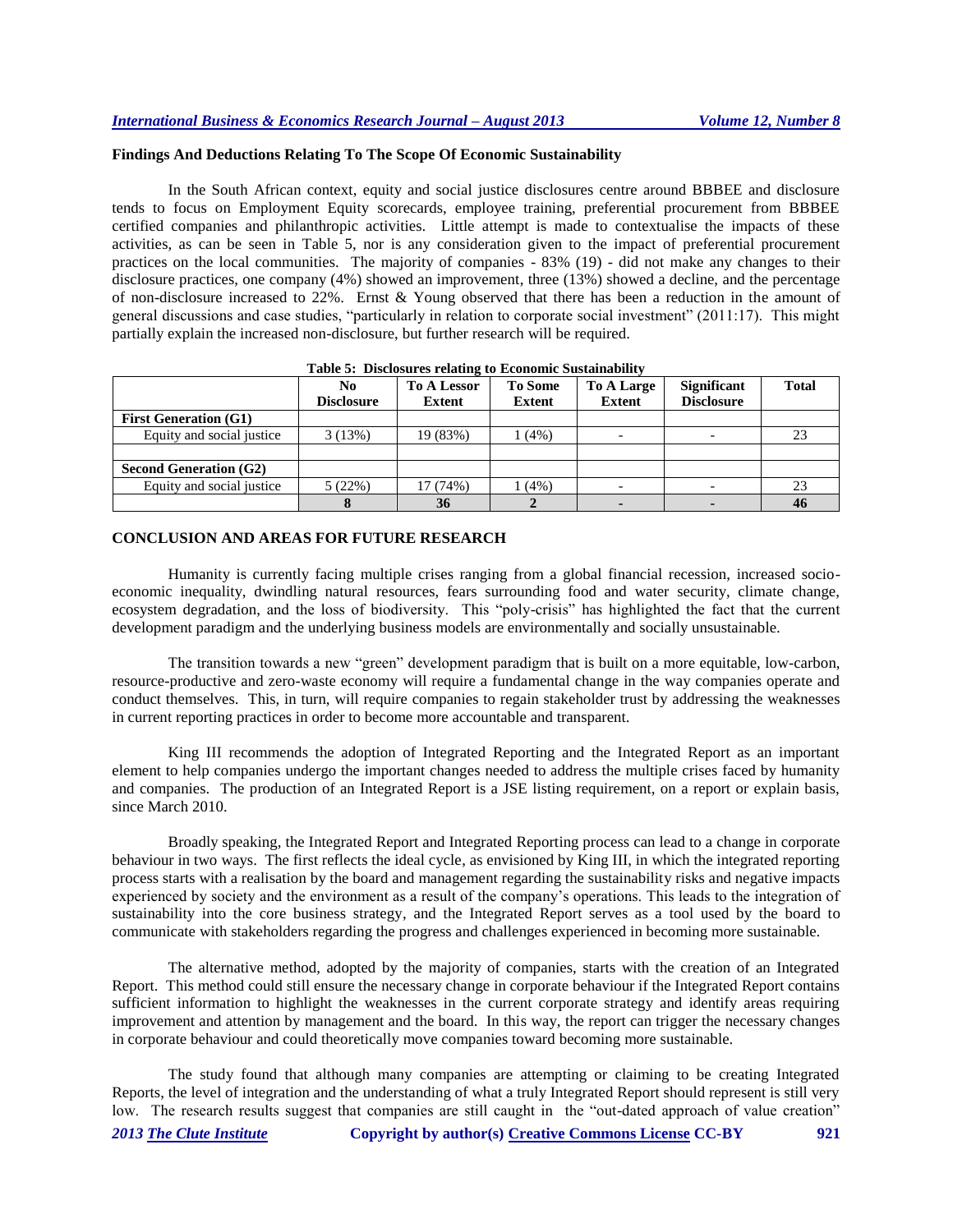### Findings And Deductions Relating To The Scope Of Economic Sustainability

In the South African context, equity and social justice disclosures centre around BBBEE and disclosure tends to focus on Employment Equity scorecards, employee training, preferential procurement from BBBEE certified companies and philanthropic activities. Little attempt is made to contextualise the impacts of these activities, as can be seen in Table 5, nor is any consideration given to the impact of preferential procurement practices on the local communities. The majority of companies - 83% (19) - did not make any changes to their disclosure practices, one company (4%) showed an improvement, three (13%) showed a decline, and the percentage of non-disclosure increased to 22%. Ernst & Young observed that there has been a reduction in the amount of general discussions and case studies, "particularly in relation to corporate social investment" (2011:17). This might partially explain the increased non-disclosure, but further research will be required.

**Table 5: Disclosures relating to Economic Sustainability**

| | No Disclosure | To A Lessor Extent | To Some Extent | To A Large Extent | Significant Disclosure | Total |
|---|---|---|---|---|---|---|
| **First Generation (G1)** | | | | | | |
| Equity and social justice | 3 (13%) | 19 (83%) | 1 (4%) | - | - | 23 |
| | | | | | | |
| **Second Generation (G2)** | | | | | | |
| Equity and social justice | 5 (22%) | 17 (74%) | 1 (4%) | - | - | 23 |
| | **8** | **36** | **2** | **-** | **-** | **46** |

## CONCLUSION AND AREAS FOR FUTURE RESEARCH

Humanity is currently facing multiple crises ranging from a global financial recession, increased socio-economic inequality, dwindling natural resources, fears surrounding food and water security, climate change, ecosystem degradation, and the loss of biodiversity. This "poly-crisis" has highlighted the fact that the current development paradigm and the underlying business models are environmentally and socially unsustainable.

The transition towards a new "green" development paradigm that is built on a more equitable, low-carbon, resource-productive and zero-waste economy will require a fundamental change in the way companies operate and conduct themselves. This, in turn, will require companies to regain stakeholder trust by addressing the weaknesses in current reporting practices in order to become more accountable and transparent.

King III recommends the adoption of Integrated Reporting and the Integrated Report as an important element to help companies undergo the important changes needed to address the multiple crises faced by humanity and companies. The production of an Integrated Report is a JSE listing requirement, on a report or explain basis, since March 2010.

Broadly speaking, the Integrated Report and Integrated Reporting process can lead to a change in corporate behaviour in two ways. The first reflects the ideal cycle, as envisioned by King III, in which the integrated reporting process starts with a realisation by the board and management regarding the sustainability risks and negative impacts experienced by society and the environment as a result of the company's operations. This leads to the integration of sustainability into the core business strategy, and the Integrated Report serves as a tool used by the board to communicate with stakeholders regarding the progress and challenges experienced in becoming more sustainable.

The alternative method, adopted by the majority of companies, starts with the creation of an Integrated Report. This method could still ensure the necessary change in corporate behaviour if the Integrated Report contains sufficient information to highlight the weaknesses in the current corporate strategy and identify areas requiring improvement and attention by management and the board. In this way, the report can trigger the necessary changes in corporate behaviour and could theoretically move companies toward becoming more sustainable.

The study found that although many companies are attempting or claiming to be creating Integrated Reports, the level of integration and the understanding of what a truly Integrated Report should represent is still very low. The research results suggest that companies are still caught in the "out-dated approach of value creation"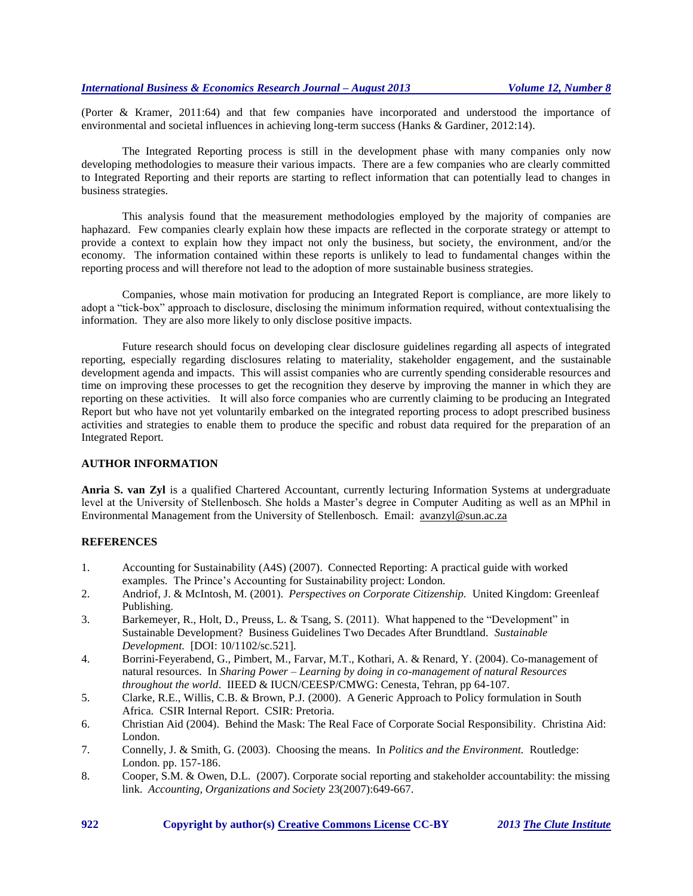(Porter & Kramer, 2011:64) and that few companies have incorporated and understood the importance of environmental and societal influences in achieving long-term success (Hanks & Gardiner, 2012:14).

The Integrated Reporting process is still in the development phase with many companies only now developing methodologies to measure their various impacts. There are a few companies who are clearly committed to Integrated Reporting and their reports are starting to reflect information that can potentially lead to changes in business strategies.

This analysis found that the measurement methodologies employed by the majority of companies are haphazard. Few companies clearly explain how these impacts are reflected in the corporate strategy or attempt to provide a context to explain how they impact not only the business, but society, the environment, and/or the economy. The information contained within these reports is unlikely to lead to fundamental changes within the reporting process and will therefore not lead to the adoption of more sustainable business strategies.

Companies, whose main motivation for producing an Integrated Report is compliance, are more likely to adopt a "tick-box" approach to disclosure, disclosing the minimum information required, without contextualising the information. They are also more likely to only disclose positive impacts.

Future research should focus on developing clear disclosure guidelines regarding all aspects of integrated reporting, especially regarding disclosures relating to materiality, stakeholder engagement, and the sustainable development agenda and impacts. This will assist companies who are currently spending considerable resources and time on improving these processes to get the recognition they deserve by improving the manner in which they are reporting on these activities. It will also force companies who are currently claiming to be producing an Integrated Report but who have not yet voluntarily embarked on the integrated reporting process to adopt prescribed business activities and strategies to enable them to produce the specific and robust data required for the preparation of an Integrated Report.

## AUTHOR INFORMATION

**Anria S. van Zyl** is a qualified Chartered Accountant, currently lecturing Information Systems at undergraduate level at the University of Stellenbosch. She holds a Master's degree in Computer Auditing as well as an MPhil in Environmental Management from the University of Stellenbosch. Email: avanzyl@sun.ac.za

## REFERENCES

1. Accounting for Sustainability (A4S) (2007). Connected Reporting: A practical guide with worked examples. The Prince's Accounting for Sustainability project: London.
2. Andriof, J. & McIntosh, M. (2001). *Perspectives on Corporate Citizenship.* United Kingdom: Greenleaf Publishing.
3. Barkemeyer, R., Holt, D., Preuss, L. & Tsang, S. (2011). What happened to the "Development" in Sustainable Development? Business Guidelines Two Decades After Brundtland. *Sustainable Development.* [DOI: 10/1102/sc.521].
4. Borrini-Feyerabend, G., Pimbert, M., Farvar, M.T., Kothari, A. & Renard, Y. (2004). Co-management of natural resources. In *Sharing Power – Learning by doing in co-management of natural Resources throughout the world*. IIEED & IUCN/CEESP/CMWG: Cenesta, Tehran, pp 64-107.
5. Clarke, R.E., Willis, C.B. & Brown, P.J. (2000). A Generic Approach to Policy formulation in South Africa. CSIR Internal Report. CSIR: Pretoria.
6. Christian Aid (2004). Behind the Mask: The Real Face of Corporate Social Responsibility. Christina Aid: London.
7. Connelly, J. & Smith, G. (2003). Choosing the means. In *Politics and the Environment.* Routledge: London. pp. 157-186.
8. Cooper, S.M. & Owen, D.L. (2007). Corporate social reporting and stakeholder accountability: the missing link. *Accounting, Organizations and Society* 23(2007):649-667.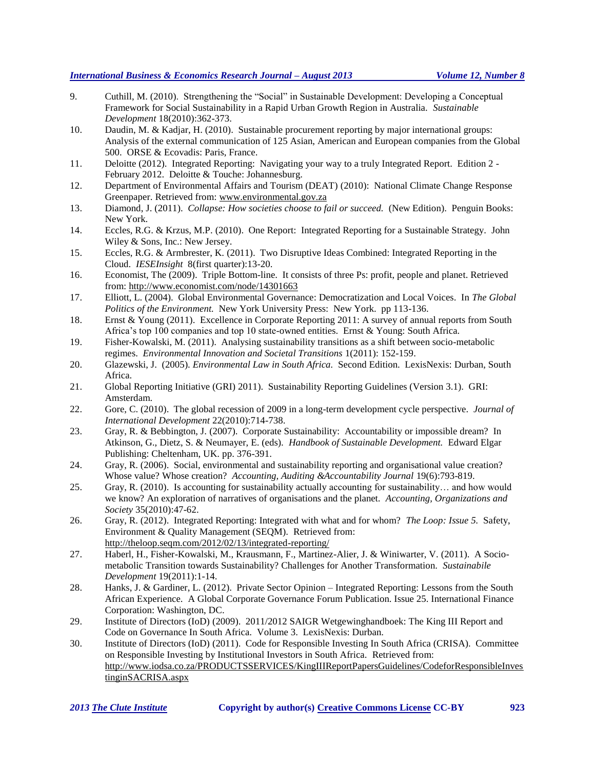9. Cuthill, M. (2010). Strengthening the "Social" in Sustainable Development: Developing a Conceptual Framework for Social Sustainability in a Rapid Urban Growth Region in Australia. *Sustainable Development* 18(2010):362-373.
10. Daudin, M. & Kadjar, H. (2010). Sustainable procurement reporting by major international groups: Analysis of the external communication of 125 Asian, American and European companies from the Global 500. ORSE & Ecovadis: Paris, France.
11. Deloitte (2012). Integrated Reporting: Navigating your way to a truly Integrated Report. Edition 2 - February 2012. Deloitte & Touche: Johannesburg.
12. Department of Environmental Affairs and Tourism (DEAT) (2010): National Climate Change Response Greenpaper. Retrieved from: www.environmental.gov.za
13. Diamond, J. (2011). *Collapse: How societies choose to fail or succeed.* (New Edition). Penguin Books: New York.
14. Eccles, R.G. & Krzus, M.P. (2010). One Report: Integrated Reporting for a Sustainable Strategy. John Wiley & Sons, Inc.: New Jersey.
15. Eccles, R.G. & Armbrester, K. (2011). Two Disruptive Ideas Combined: Integrated Reporting in the Cloud. *IESEInsight* 8(first quarter):13-20.
16. Economist, The (2009). Triple Bottom-line. It consists of three Ps: profit, people and planet. Retrieved from: http://www.economist.com/node/14301663
17. Elliott, L. (2004). Global Environmental Governance: Democratization and Local Voices. In *The Global Politics of the Environment.* New York University Press: New York. pp 113-136.
18. Ernst & Young (2011). Excellence in Corporate Reporting 2011: A survey of annual reports from South Africa's top 100 companies and top 10 state-owned entities. Ernst & Young: South Africa.
19. Fisher-Kowalski, M. (2011). Analysing sustainability transitions as a shift between socio-metabolic regimes. *Environmental Innovation and Societal Transitions* 1(2011): 152-159.
20. Glazewski, J. (2005). *Environmental Law in South Africa.* Second Edition. LexisNexis: Durban, South Africa.
21. Global Reporting Initiative (GRI) 2011). Sustainability Reporting Guidelines (Version 3.1). GRI: Amsterdam.
22. Gore, C. (2010). The global recession of 2009 in a long-term development cycle perspective. *Journal of International Development* 22(2010):714-738.
23. Gray, R. & Bebbington, J. (2007). Corporate Sustainability: Accountability or impossible dream? In Atkinson, G., Dietz, S. & Neumayer, E. (eds). *Handbook of Sustainable Development.* Edward Elgar Publishing: Cheltenham, UK. pp. 376-391.
24. Gray, R. (2006). Social, environmental and sustainability reporting and organisational value creation? Whose value? Whose creation? *Accounting, Auditing &Accountability Journal* 19(6):793-819.
25. Gray, R. (2010). Is accounting for sustainability actually accounting for sustainability… and how would we know? An exploration of narratives of organisations and the planet. *Accounting, Organizations and Society* 35(2010):47-62.
26. Gray, R. (2012). Integrated Reporting: Integrated with what and for whom? *The Loop: Issue 5.* Safety, Environment & Quality Management (SEQM). Retrieved from: http://theloop.seqm.com/2012/02/13/integrated-reporting/
27. Haberl, H., Fisher-Kowalski, M., Krausmann, F., Martinez-Alier, J. & Winiwarter, V. (2011). A Socio-metabolic Transition towards Sustainability? Challenges for Another Transformation. *Sustainabile Development* 19(2011):1-14.
28. Hanks, J. & Gardiner, L. (2012). Private Sector Opinion – Integrated Reporting: Lessons from the South African Experience. A Global Corporate Governance Forum Publication. Issue 25. International Finance Corporation: Washington, DC.
29. Institute of Directors (IoD) (2009). 2011/2012 SAIGR Wetgewinghandboek: The King III Report and Code on Governance In South Africa. Volume 3. LexisNexis: Durban.
30. Institute of Directors (IoD) (2011). Code for Responsible Investing In South Africa (CRISA). Committee on Responsible Investing by Institutional Investors in South Africa. Retrieved from: http://www.iodsa.co.za/PRODUCTSSERVICES/KingIIIReportPapersGuidelines/CodeforResponsibleInvestinginSACRISA.aspx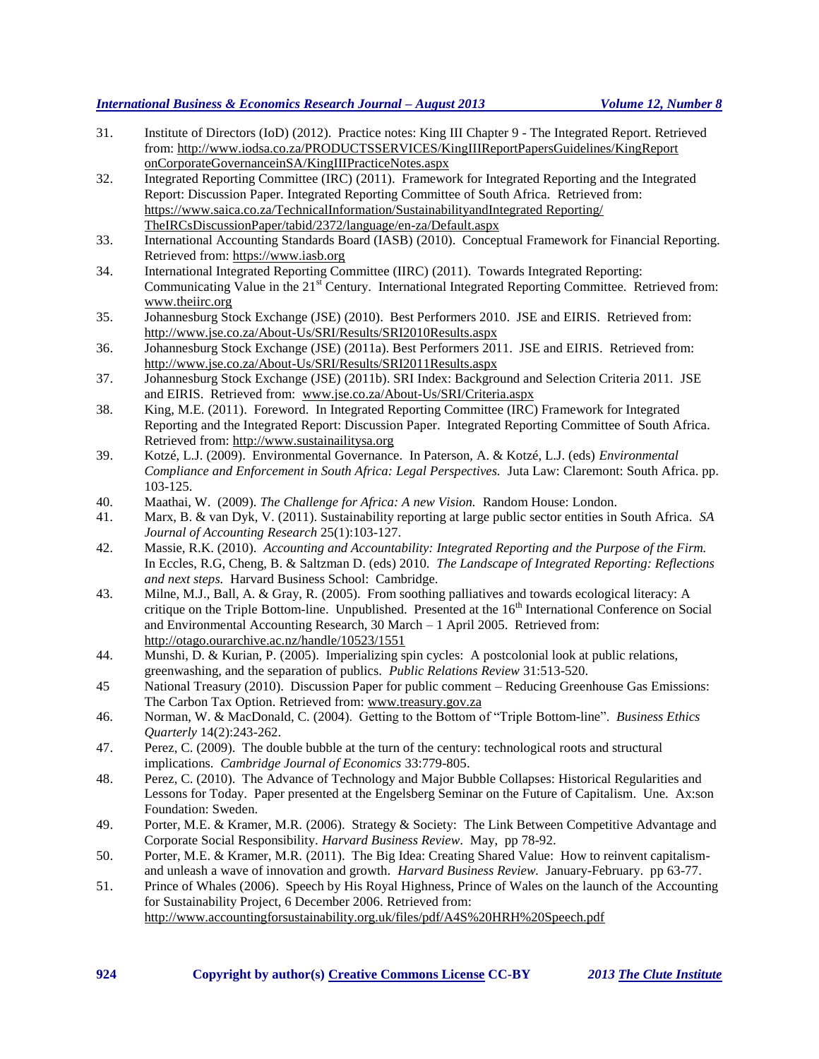31. Institute of Directors (IoD) (2012). Practice notes: King III Chapter 9 - The Integrated Report. Retrieved from: http://www.iodsa.co.za/PRODUCTSSERVICES/KingIIIReportPapersGuidelines/KingReportonCorporateGovernanceinSA/KingIIIPracticeNotes.aspx
32. Integrated Reporting Committee (IRC) (2011). Framework for Integrated Reporting and the Integrated Report: Discussion Paper. Integrated Reporting Committee of South Africa. Retrieved from: https://www.saica.co.za/TechnicalInformation/SustainabilityandIntegrated Reporting/TheIRCsDiscussionPaper/tabid/2372/language/en-za/Default.aspx
33. International Accounting Standards Board (IASB) (2010). Conceptual Framework for Financial Reporting. Retrieved from: https://www.iasb.org
34. International Integrated Reporting Committee (IIRC) (2011). Towards Integrated Reporting: Communicating Value in the 21st Century. International Integrated Reporting Committee. Retrieved from: www.theiirc.org
35. Johannesburg Stock Exchange (JSE) (2010). Best Performers 2010. JSE and EIRIS. Retrieved from: http://www.jse.co.za/About-Us/SRI/Results/SRI2010Results.aspx
36. Johannesburg Stock Exchange (JSE) (2011a). Best Performers 2011. JSE and EIRIS. Retrieved from: http://www.jse.co.za/About-Us/SRI/Results/SRI2011Results.aspx
37. Johannesburg Stock Exchange (JSE) (2011b). SRI Index: Background and Selection Criteria 2011. JSE and EIRIS. Retrieved from: www.jse.co.za/About-Us/SRI/Criteria.aspx
38. King, M.E. (2011). Foreword. In Integrated Reporting Committee (IRC) Framework for Integrated Reporting and the Integrated Report: Discussion Paper. Integrated Reporting Committee of South Africa. Retrieved from: http://www.sustainailitysa.org
39. Kotzé, L.J. (2009). Environmental Governance. In Paterson, A. & Kotzé, L.J. (eds) *Environmental Compliance and Enforcement in South Africa: Legal Perspectives.* Juta Law: Claremont: South Africa. pp. 103-125.
40. Maathai, W. (2009). *The Challenge for Africa: A new Vision.* Random House: London.
41. Marx, B. & van Dyk, V. (2011). Sustainability reporting at large public sector entities in South Africa. *SA Journal of Accounting Research* 25(1):103-127.
42. Massie, R.K. (2010). *Accounting and Accountability: Integrated Reporting and the Purpose of the Firm.* In Eccles, R.G, Cheng, B. & Saltzman D. (eds) 2010. *The Landscape of Integrated Reporting: Reflections and next steps.* Harvard Business School: Cambridge.
43. Milne, M.J., Ball, A. & Gray, R. (2005). From soothing palliatives and towards ecological literacy: A critique on the Triple Bottom-line. Unpublished. Presented at the 16th International Conference on Social and Environmental Accounting Research, 30 March – 1 April 2005. Retrieved from: http://otago.ourarchive.ac.nz/handle/10523/1551
44. Munshi, D. & Kurian, P. (2005). Imperializing spin cycles: A postcolonial look at public relations, greenwashing, and the separation of publics. *Public Relations Review* 31:513-520.
45 National Treasury (2010). Discussion Paper for public comment – Reducing Greenhouse Gas Emissions: The Carbon Tax Option. Retrieved from: www.treasury.gov.za
46. Norman, W. & MacDonald, C. (2004). Getting to the Bottom of "Triple Bottom-line". *Business Ethics Quarterly* 14(2):243-262.
47. Perez, C. (2009). The double bubble at the turn of the century: technological roots and structural implications. *Cambridge Journal of Economics* 33:779-805.
48. Perez, C. (2010). The Advance of Technology and Major Bubble Collapses: Historical Regularities and Lessons for Today. Paper presented at the Engelsberg Seminar on the Future of Capitalism. Une. Ax:son Foundation: Sweden.
49. Porter, M.E. & Kramer, M.R. (2006). Strategy & Society: The Link Between Competitive Advantage and Corporate Social Responsibility. *Harvard Business Review*. May, pp 78-92.
50. Porter, M.E. & Kramer, M.R. (2011). The Big Idea: Creating Shared Value: How to reinvent capitalism-and unleash a wave of innovation and growth. *Harvard Business Review.* January-February. pp 63-77.
51. Prince of Whales (2006). Speech by His Royal Highness, Prince of Wales on the launch of the Accounting for Sustainability Project, 6 December 2006. Retrieved from: http://www.accountingforsustainability.org.uk/files/pdf/A4S%20HRH%20Speech.pdf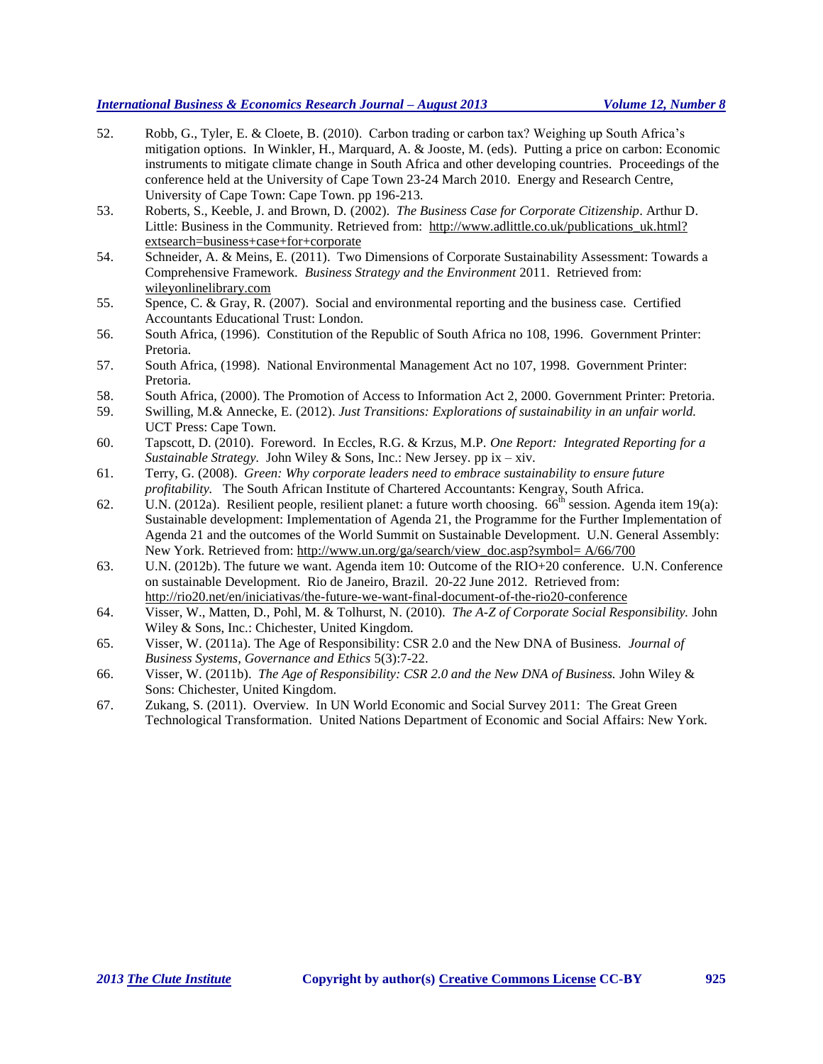52. Robb, G., Tyler, E. & Cloete, B. (2010). Carbon trading or carbon tax? Weighing up South Africa's mitigation options. In Winkler, H., Marquard, A. & Jooste, M. (eds). Putting a price on carbon: Economic instruments to mitigate climate change in South Africa and other developing countries. Proceedings of the conference held at the University of Cape Town 23-24 March 2010. Energy and Research Centre, University of Cape Town: Cape Town. pp 196-213.
53. Roberts, S., Keeble, J. and Brown, D. (2002). *The Business Case for Corporate Citizenship*. Arthur D. Little: Business in the Community. Retrieved from: http://www.adlittle.co.uk/publications_uk.html?extsearch=business+case+for+corporate
54. Schneider, A. & Meins, E. (2011). Two Dimensions of Corporate Sustainability Assessment: Towards a Comprehensive Framework. *Business Strategy and the Environment* 2011. Retrieved from: wileyonlinelibrary.com
55. Spence, C. & Gray, R. (2007). Social and environmental reporting and the business case. Certified Accountants Educational Trust: London.
56. South Africa, (1996). Constitution of the Republic of South Africa no 108, 1996. Government Printer: Pretoria.
57. South Africa, (1998). National Environmental Management Act no 107, 1998. Government Printer: Pretoria.
58. South Africa, (2000). The Promotion of Access to Information Act 2, 2000. Government Printer: Pretoria.
59. Swilling, M.& Annecke, E. (2012). *Just Transitions: Explorations of sustainability in an unfair world.* UCT Press: Cape Town.
60. Tapscott, D. (2010). Foreword. In Eccles, R.G. & Krzus, M.P. *One Report: Integrated Reporting for a Sustainable Strategy.* John Wiley & Sons, Inc.: New Jersey. pp ix – xiv.
61. Terry, G. (2008). *Green: Why corporate leaders need to embrace sustainability to ensure future profitability.* The South African Institute of Chartered Accountants: Kengray, South Africa.
62. U.N. (2012a). Resilient people, resilient planet: a future worth choosing. 66th session. Agenda item 19(a): Sustainable development: Implementation of Agenda 21, the Programme for the Further Implementation of Agenda 21 and the outcomes of the World Summit on Sustainable Development. U.N. General Assembly: New York. Retrieved from: http://www.un.org/ga/search/view_doc.asp?symbol= A/66/700
63. U.N. (2012b). The future we want. Agenda item 10: Outcome of the RIO+20 conference. U.N. Conference on sustainable Development. Rio de Janeiro, Brazil. 20-22 June 2012. Retrieved from: http://rio20.net/en/iniciativas/the-future-we-want-final-document-of-the-rio20-conference
64. Visser, W., Matten, D., Pohl, M. & Tolhurst, N. (2010). *The A-Z of Corporate Social Responsibility.* John Wiley & Sons, Inc.: Chichester, United Kingdom.
65. Visser, W. (2011a). The Age of Responsibility: CSR 2.0 and the New DNA of Business. *Journal of Business Systems, Governance and Ethics* 5(3):7-22.
66. Visser, W. (2011b). *The Age of Responsibility: CSR 2.0 and the New DNA of Business.* John Wiley & Sons: Chichester, United Kingdom.
67. Zukang, S. (2011). Overview. In UN World Economic and Social Survey 2011: The Great Green Technological Transformation. United Nations Department of Economic and Social Affairs: New York.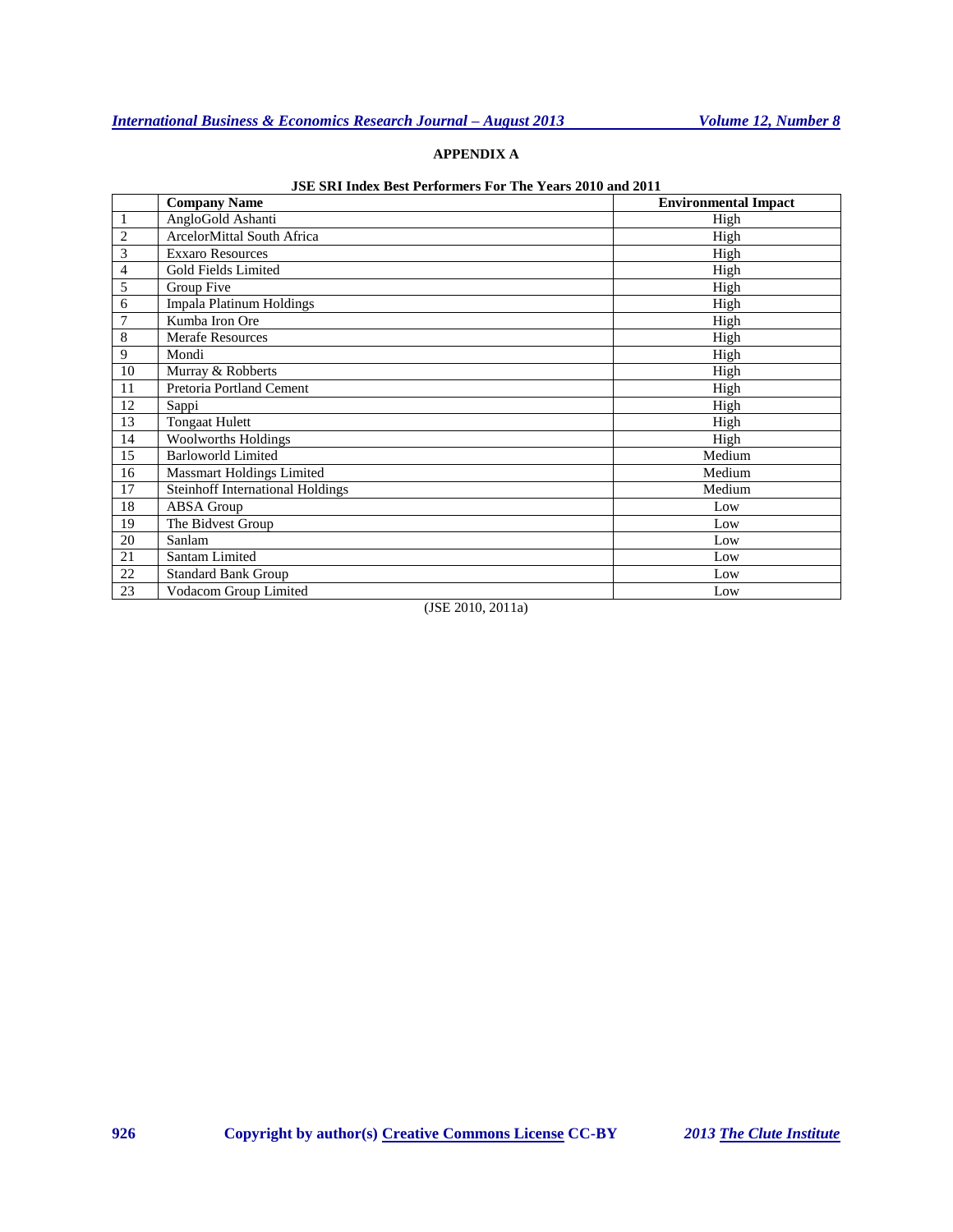## APPENDIX A

**JSE SRI Index Best Performers For The Years 2010 and 2011**

| | **Company Name** | **Environmental Impact** |
|---|---|---|
| 1 | AngloGold Ashanti | High |
| 2 | ArcelorMittal South Africa | High |
| 3 | Exxaro Resources | High |
| 4 | Gold Fields Limited | High |
| 5 | Group Five | High |
| 6 | Impala Platinum Holdings | High |
| 7 | Kumba Iron Ore | High |
| 8 | Merafe Resources | High |
| 9 | Mondi | High |
| 10 | Murray & Robberts | High |
| 11 | Pretoria Portland Cement | High |
| 12 | Sappi | High |
| 13 | Tongaat Hulett | High |
| 14 | Woolworths Holdings | High |
| 15 | Barloworld Limited | Medium |
| 16 | Massmart Holdings Limited | Medium |
| 17 | Steinhoff International Holdings | Medium |
| 18 | ABSA Group | Low |
| 19 | The Bidvest Group | Low |
| 20 | Sanlam | Low |
| 21 | Santam Limited | Low |
| 22 | Standard Bank Group | Low |
| 23 | Vodacom Group Limited | Low |

(JSE 2010, 2011a)